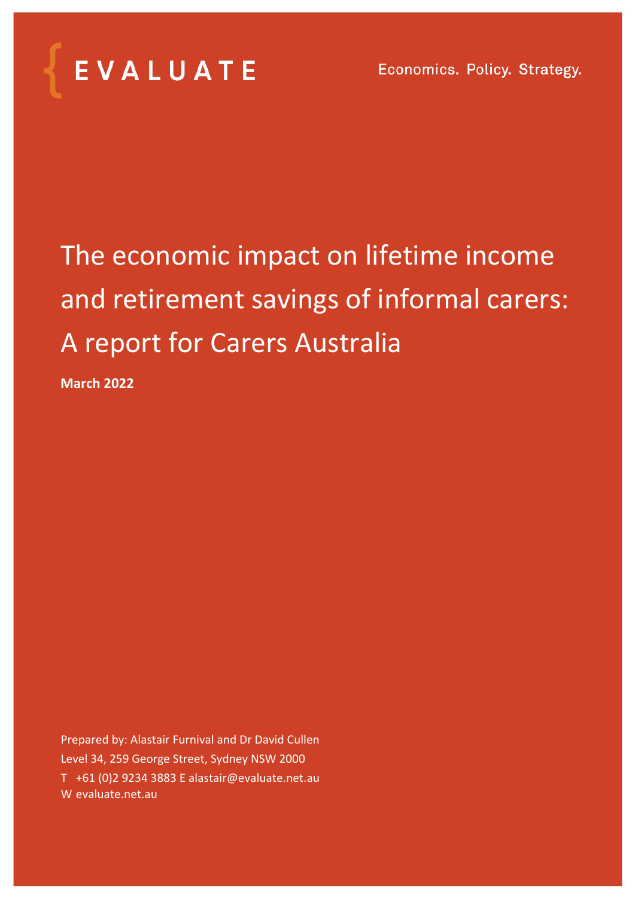EVALUATE

Economics. Policy. Strategy.

# The economic impact on lifetime income and retirement savings of informal carers: A report for Carers Australia

**March 2022**

Prepared by: Alastair Furnival and Dr David Cullen
Level 34, 259 George Street, Sydney NSW 2000
T +61 (0)2 9234 3883 E alastair@evaluate.net.au
W evaluate.net.au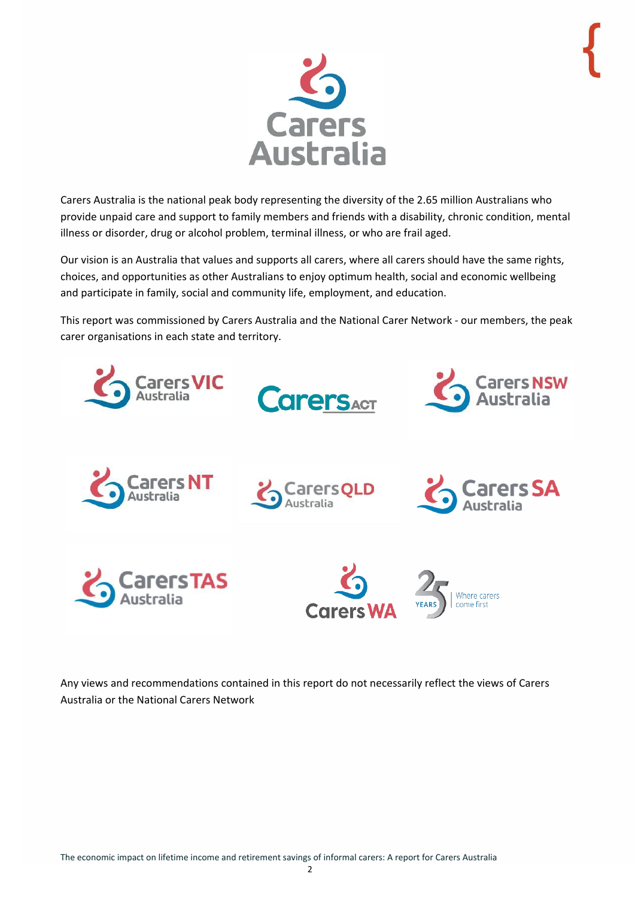Carers Australia is the national peak body representing the diversity of the 2.65 million Australians who provide unpaid care and support to family members and friends with a disability, chronic condition, mental illness or disorder, drug or alcohol problem, terminal illness, or who are frail aged.

Our vision is an Australia that values and supports all carers, where all carers should have the same rights, choices, and opportunities as other Australians to enjoy optimum health, social and economic wellbeing and participate in family, social and community life, employment, and education.

This report was commissioned by Carers Australia and the National Carer Network - our members, the peak carer organisations in each state and territory.

Any views and recommendations contained in this report do not necessarily reflect the views of Carers Australia or the National Carers Network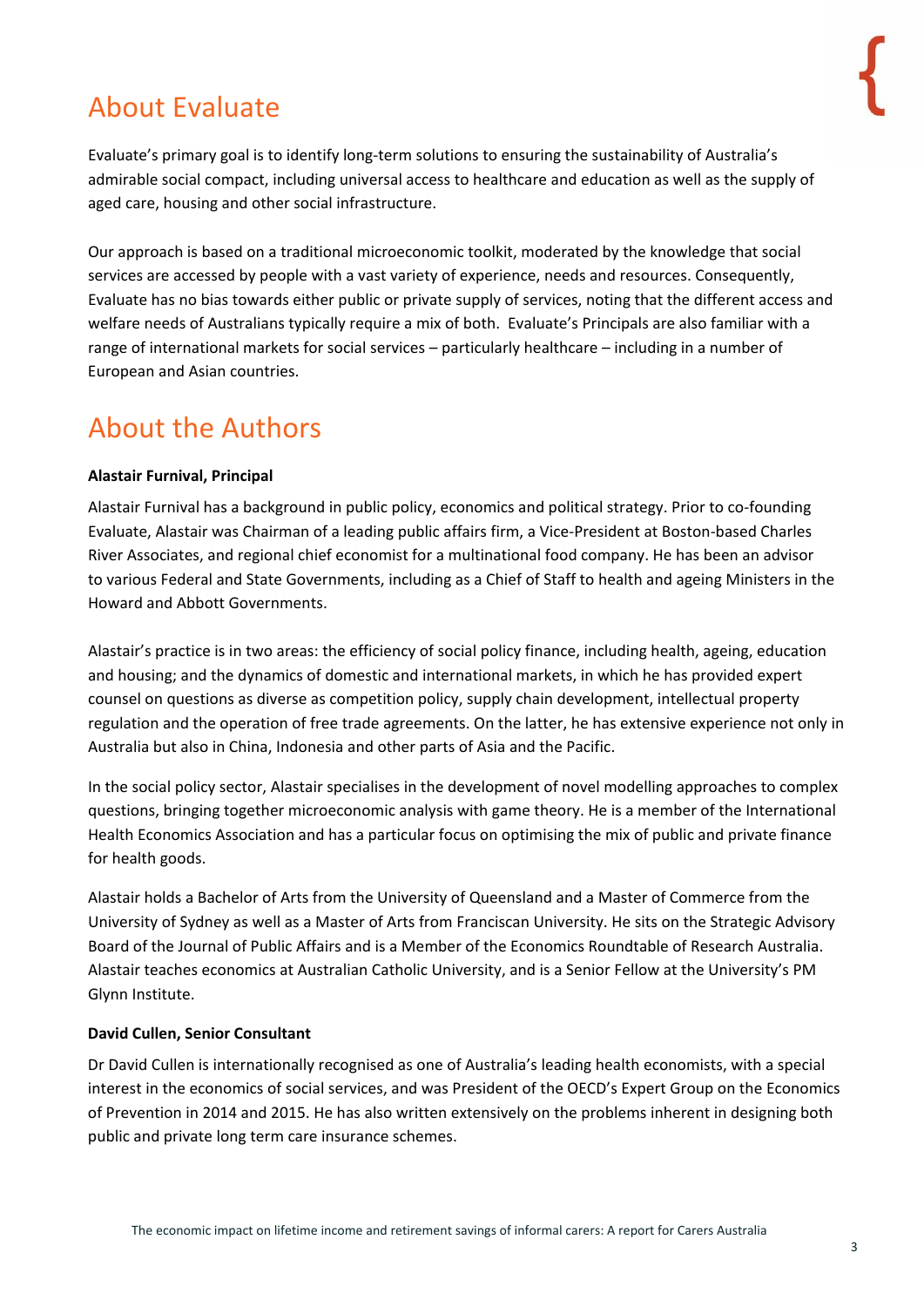## About Evaluate

Evaluate's primary goal is to identify long-term solutions to ensuring the sustainability of Australia's admirable social compact, including universal access to healthcare and education as well as the supply of aged care, housing and other social infrastructure.

Our approach is based on a traditional microeconomic toolkit, moderated by the knowledge that social services are accessed by people with a vast variety of experience, needs and resources. Consequently, Evaluate has no bias towards either public or private supply of services, noting that the different access and welfare needs of Australians typically require a mix of both. Evaluate's Principals are also familiar with a range of international markets for social services – particularly healthcare – including in a number of European and Asian countries.

## About the Authors

**Alastair Furnival, Principal**

Alastair Furnival has a background in public policy, economics and political strategy. Prior to co-founding Evaluate, Alastair was Chairman of a leading public affairs firm, a Vice-President at Boston-based Charles River Associates, and regional chief economist for a multinational food company. He has been an advisor to various Federal and State Governments, including as a Chief of Staff to health and ageing Ministers in the Howard and Abbott Governments.

Alastair's practice is in two areas: the efficiency of social policy finance, including health, ageing, education and housing; and the dynamics of domestic and international markets, in which he has provided expert counsel on questions as diverse as competition policy, supply chain development, intellectual property regulation and the operation of free trade agreements. On the latter, he has extensive experience not only in Australia but also in China, Indonesia and other parts of Asia and the Pacific.

In the social policy sector, Alastair specialises in the development of novel modelling approaches to complex questions, bringing together microeconomic analysis with game theory. He is a member of the International Health Economics Association and has a particular focus on optimising the mix of public and private finance for health goods.

Alastair holds a Bachelor of Arts from the University of Queensland and a Master of Commerce from the University of Sydney as well as a Master of Arts from Franciscan University. He sits on the Strategic Advisory Board of the Journal of Public Affairs and is a Member of the Economics Roundtable of Research Australia. Alastair teaches economics at Australian Catholic University, and is a Senior Fellow at the University's PM Glynn Institute.

**David Cullen, Senior Consultant**

Dr David Cullen is internationally recognised as one of Australia's leading health economists, with a special interest in the economics of social services, and was President of the OECD's Expert Group on the Economics of Prevention in 2014 and 2015. He has also written extensively on the problems inherent in designing both public and private long term care insurance schemes.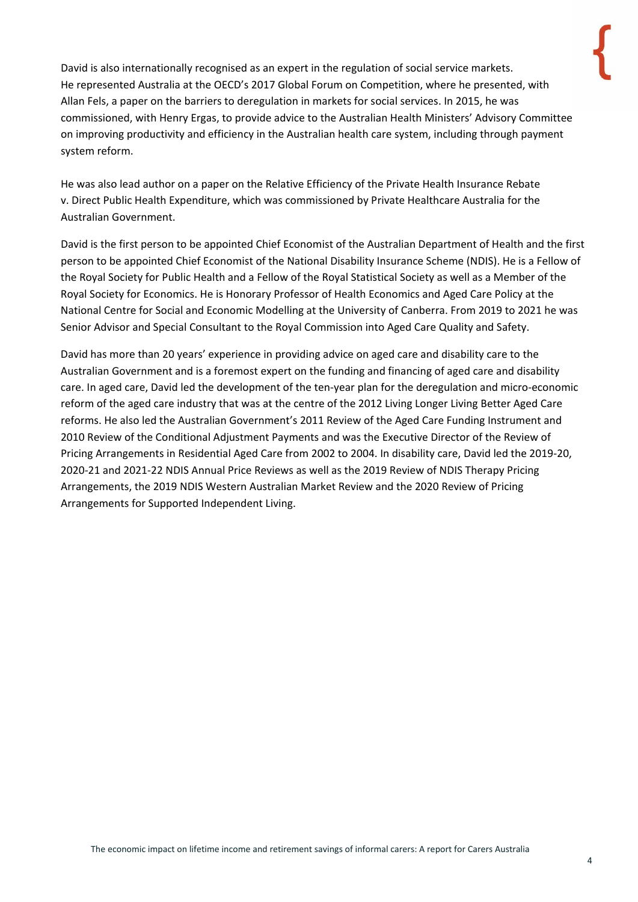David is also internationally recognised as an expert in the regulation of social service markets. He represented Australia at the OECD's 2017 Global Forum on Competition, where he presented, with Allan Fels, a paper on the barriers to deregulation in markets for social services. In 2015, he was commissioned, with Henry Ergas, to provide advice to the Australian Health Ministers' Advisory Committee on improving productivity and efficiency in the Australian health care system, including through payment system reform.

He was also lead author on a paper on the Relative Efficiency of the Private Health Insurance Rebate v. Direct Public Health Expenditure, which was commissioned by Private Healthcare Australia for the Australian Government.

David is the first person to be appointed Chief Economist of the Australian Department of Health and the first person to be appointed Chief Economist of the National Disability Insurance Scheme (NDIS). He is a Fellow of the Royal Society for Public Health and a Fellow of the Royal Statistical Society as well as a Member of the Royal Society for Economics. He is Honorary Professor of Health Economics and Aged Care Policy at the National Centre for Social and Economic Modelling at the University of Canberra. From 2019 to 2021 he was Senior Advisor and Special Consultant to the Royal Commission into Aged Care Quality and Safety.

David has more than 20 years' experience in providing advice on aged care and disability care to the Australian Government and is a foremost expert on the funding and financing of aged care and disability care. In aged care, David led the development of the ten-year plan for the deregulation and micro-economic reform of the aged care industry that was at the centre of the 2012 Living Longer Living Better Aged Care reforms. He also led the Australian Government's 2011 Review of the Aged Care Funding Instrument and 2010 Review of the Conditional Adjustment Payments and was the Executive Director of the Review of Pricing Arrangements in Residential Aged Care from 2002 to 2004. In disability care, David led the 2019-20, 2020-21 and 2021-22 NDIS Annual Price Reviews as well as the 2019 Review of NDIS Therapy Pricing Arrangements, the 2019 NDIS Western Australian Market Review and the 2020 Review of Pricing Arrangements for Supported Independent Living.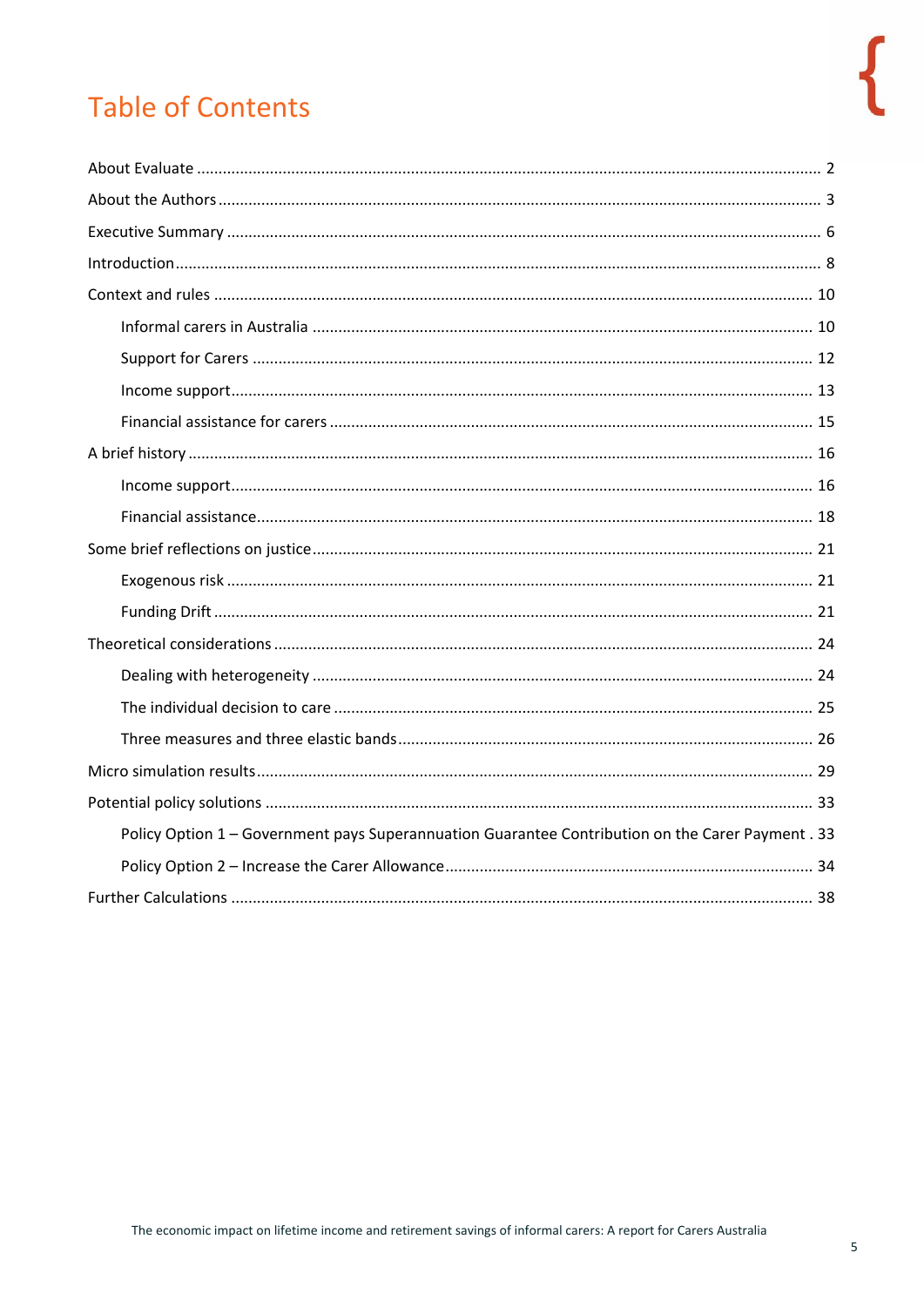# Table of Contents

- About Evaluate ... 2
- About the Authors ... 3
- Executive Summary ... 6
- Introduction ... 8
- Context and rules ... 10
    - Informal carers in Australia ... 10
    - Support for Carers ... 12
    - Income support ... 13
    - Financial assistance for carers ... 15
- A brief history ... 16
    - Income support ... 16
    - Financial assistance ... 18
- Some brief reflections on justice ... 21
    - Exogenous risk ... 21
    - Funding Drift ... 21
- Theoretical considerations ... 24
    - Dealing with heterogeneity ... 24
    - The individual decision to care ... 25
    - Three measures and three elastic bands ... 26
- Micro simulation results ... 29
- Potential policy solutions ... 33
    - Policy Option 1 – Government pays Superannuation Guarantee Contribution on the Carer Payment ... 33
    - Policy Option 2 – Increase the Carer Allowance ... 34
- Further Calculations ... 38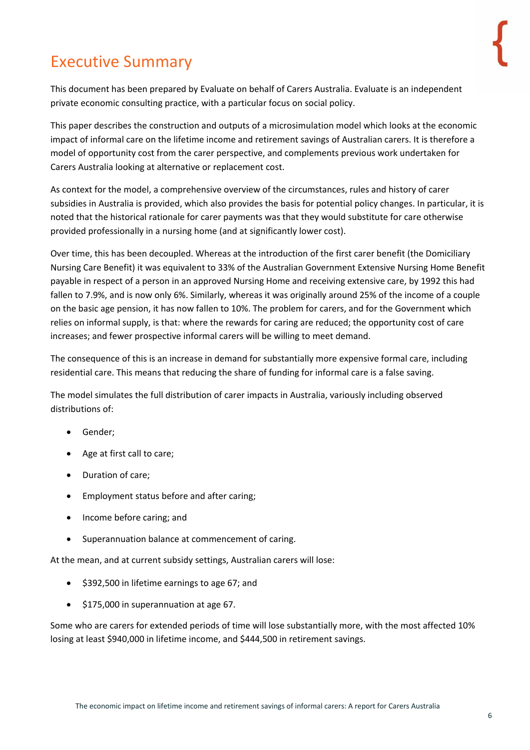# Executive Summary

This document has been prepared by Evaluate on behalf of Carers Australia. Evaluate is an independent private economic consulting practice, with a particular focus on social policy.

This paper describes the construction and outputs of a microsimulation model which looks at the economic impact of informal care on the lifetime income and retirement savings of Australian carers. It is therefore a model of opportunity cost from the carer perspective, and complements previous work undertaken for Carers Australia looking at alternative or replacement cost.

As context for the model, a comprehensive overview of the circumstances, rules and history of carer subsidies in Australia is provided, which also provides the basis for potential policy changes. In particular, it is noted that the historical rationale for carer payments was that they would substitute for care otherwise provided professionally in a nursing home (and at significantly lower cost).

Over time, this has been decoupled. Whereas at the introduction of the first carer benefit (the Domiciliary Nursing Care Benefit) it was equivalent to 33% of the Australian Government Extensive Nursing Home Benefit payable in respect of a person in an approved Nursing Home and receiving extensive care, by 1992 this had fallen to 7.9%, and is now only 6%. Similarly, whereas it was originally around 25% of the income of a couple on the basic age pension, it has now fallen to 10%. The problem for carers, and for the Government which relies on informal supply, is that: where the rewards for caring are reduced; the opportunity cost of care increases; and fewer prospective informal carers will be willing to meet demand.

The consequence of this is an increase in demand for substantially more expensive formal care, including residential care. This means that reducing the share of funding for informal care is a false saving.

The model simulates the full distribution of carer impacts in Australia, variously including observed distributions of:

- Gender;
- Age at first call to care;
- Duration of care;
- Employment status before and after caring;
- Income before caring; and
- Superannuation balance at commencement of caring.

At the mean, and at current subsidy settings, Australian carers will lose:

- $392,500 in lifetime earnings to age 67; and
- $175,000 in superannuation at age 67.

Some who are carers for extended periods of time will lose substantially more, with the most affected 10% losing at least $940,000 in lifetime income, and $444,500 in retirement savings.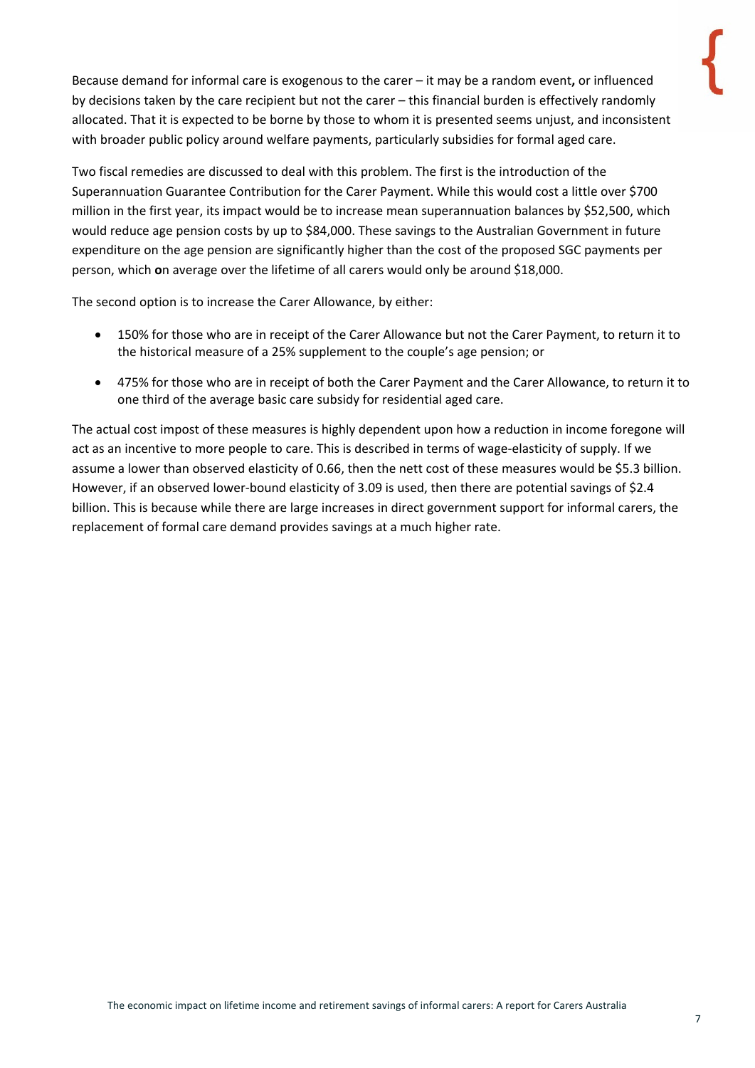Because demand for informal care is exogenous to the carer – it may be a random event**,** or influenced by decisions taken by the care recipient but not the carer – this financial burden is effectively randomly allocated. That it is expected to be borne by those to whom it is presented seems unjust, and inconsistent with broader public policy around welfare payments, particularly subsidies for formal aged care.

Two fiscal remedies are discussed to deal with this problem. The first is the introduction of the Superannuation Guarantee Contribution for the Carer Payment. While this would cost a little over $700 million in the first year, its impact would be to increase mean superannuation balances by $52,500, which would reduce age pension costs by up to $84,000. These savings to the Australian Government in future expenditure on the age pension are significantly higher than the cost of the proposed SGC payments per person, which **o**n average over the lifetime of all carers would only be around $18,000.

The second option is to increase the Carer Allowance, by either:

- 150% for those who are in receipt of the Carer Allowance but not the Carer Payment, to return it to the historical measure of a 25% supplement to the couple's age pension; or
- 475% for those who are in receipt of both the Carer Payment and the Carer Allowance, to return it to one third of the average basic care subsidy for residential aged care.

The actual cost impost of these measures is highly dependent upon how a reduction in income foregone will act as an incentive to more people to care. This is described in terms of wage-elasticity of supply. If we assume a lower than observed elasticity of 0.66, then the nett cost of these measures would be $5.3 billion. However, if an observed lower-bound elasticity of 3.09 is used, then there are potential savings of $2.4 billion. This is because while there are large increases in direct government support for informal carers, the replacement of formal care demand provides savings at a much higher rate.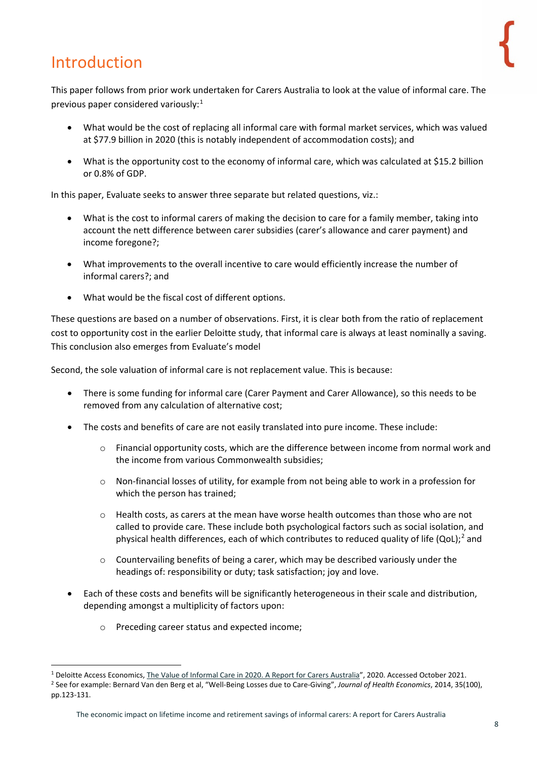# Introduction

This paper follows from prior work undertaken for Carers Australia to look at the value of informal care. The previous paper considered variously:[1]

- What would be the cost of replacing all informal care with formal market services, which was valued at $77.9 billion in 2020 (this is notably independent of accommodation costs); and
- What is the opportunity cost to the economy of informal care, which was calculated at $15.2 billion or 0.8% of GDP.

In this paper, Evaluate seeks to answer three separate but related questions, viz.:

- What is the cost to informal carers of making the decision to care for a family member, taking into account the nett difference between carer subsidies (carer's allowance and carer payment) and income foregone?;
- What improvements to the overall incentive to care would efficiently increase the number of informal carers?; and
- What would be the fiscal cost of different options.

These questions are based on a number of observations. First, it is clear both from the ratio of replacement cost to opportunity cost in the earlier Deloitte study, that informal care is always at least nominally a saving. This conclusion also emerges from Evaluate's model

Second, the sole valuation of informal care is not replacement value. This is because:

- There is some funding for informal care (Carer Payment and Carer Allowance), so this needs to be removed from any calculation of alternative cost;
- The costs and benefits of care are not easily translated into pure income. These include:
  - Financial opportunity costs, which are the difference between income from normal work and the income from various Commonwealth subsidies;
  - Non-financial losses of utility, for example from not being able to work in a profession for which the person has trained;
  - Health costs, as carers at the mean have worse health outcomes than those who are not called to provide care. These include both psychological factors such as social isolation, and physical health differences, each of which contributes to reduced quality of life (QoL);[2] and
  - Countervailing benefits of being a carer, which may be described variously under the headings of: responsibility or duty; task satisfaction; joy and love.
- Each of these costs and benefits will be significantly heterogeneous in their scale and distribution, depending amongst a multiplicity of factors upon:
  - Preceding career status and expected income;

---

[1] Deloitte Access Economics, "The Value of Informal Care in 2020. A Report for Carers Australia", 2020. Accessed October 2021.

[2] See for example: Bernard Van den Berg et al, "Well-Being Losses due to Care-Giving", *Journal of Health Economics*, 2014, 35(100), pp.123-131.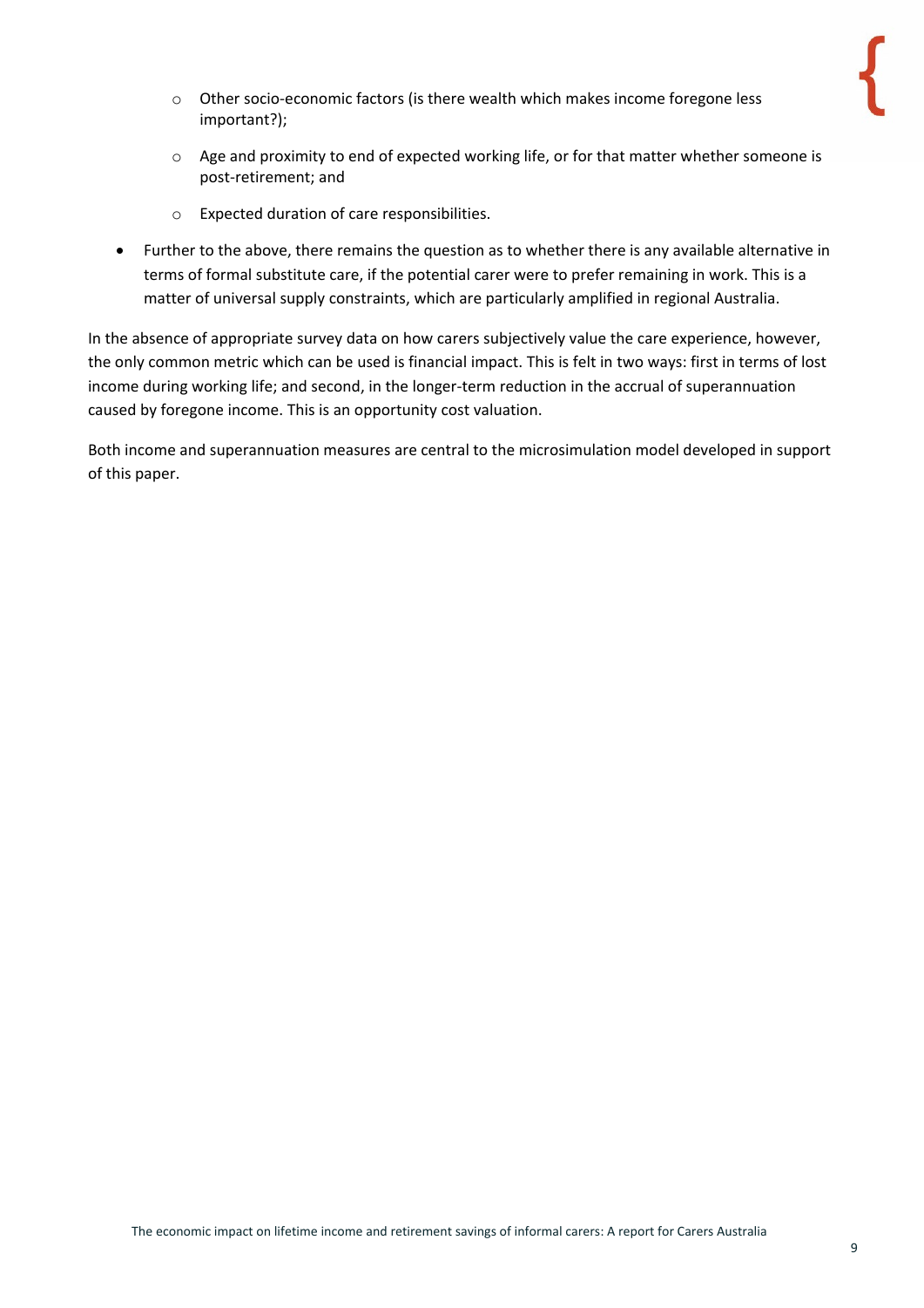- Other socio-economic factors (is there wealth which makes income foregone less important?);
  - Age and proximity to end of expected working life, or for that matter whether someone is post-retirement; and
  - Expected duration of care responsibilities.
- Further to the above, there remains the question as to whether there is any available alternative in terms of formal substitute care, if the potential carer were to prefer remaining in work. This is a matter of universal supply constraints, which are particularly amplified in regional Australia.

In the absence of appropriate survey data on how carers subjectively value the care experience, however, the only common metric which can be used is financial impact. This is felt in two ways: first in terms of lost income during working life; and second, in the longer-term reduction in the accrual of superannuation caused by foregone income. This is an opportunity cost valuation.

Both income and superannuation measures are central to the microsimulation model developed in support of this paper.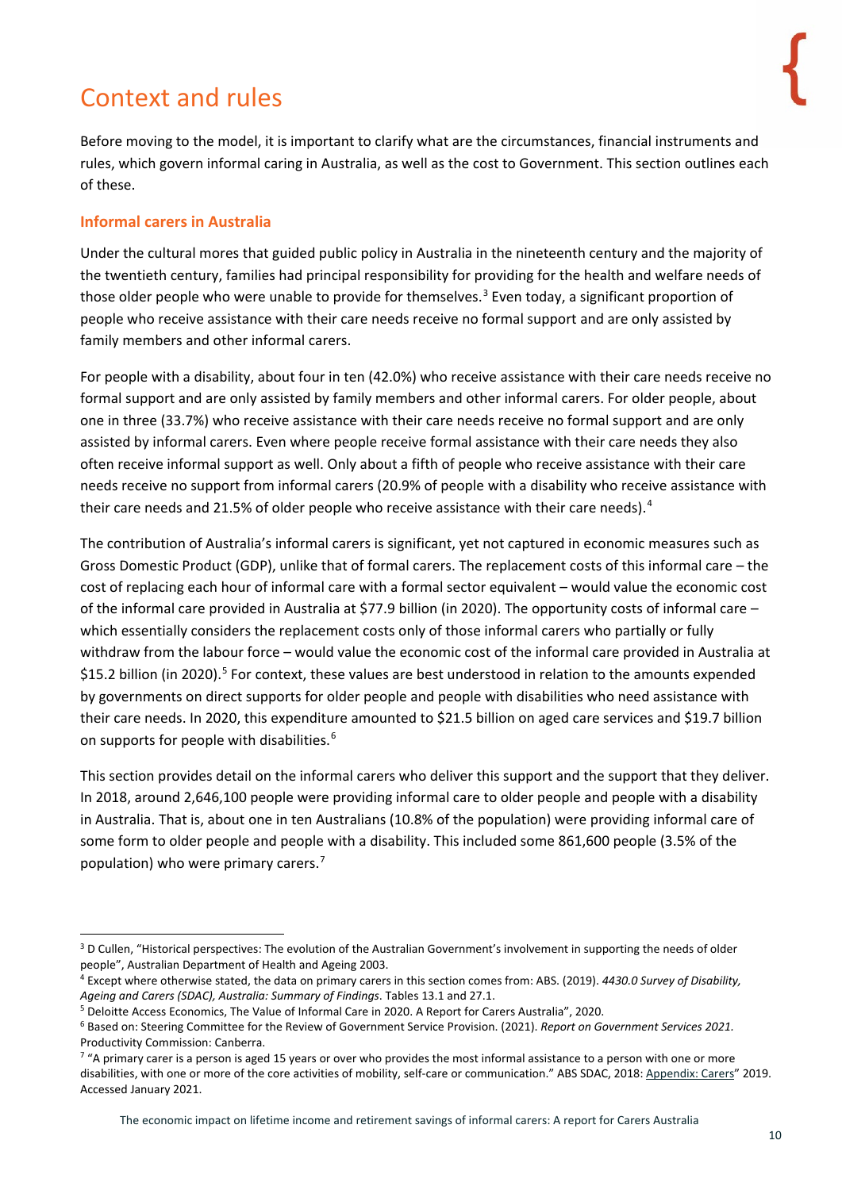# Context and rules

Before moving to the model, it is important to clarify what are the circumstances, financial instruments and rules, which govern informal caring in Australia, as well as the cost to Government. This section outlines each of these.

## Informal carers in Australia

Under the cultural mores that guided public policy in Australia in the nineteenth century and the majority of the twentieth century, families had principal responsibility for providing for the health and welfare needs of those older people who were unable to provide for themselves.[3] Even today, a significant proportion of people who receive assistance with their care needs receive no formal support and are only assisted by family members and other informal carers.

For people with a disability, about four in ten (42.0%) who receive assistance with their care needs receive no formal support and are only assisted by family members and other informal carers. For older people, about one in three (33.7%) who receive assistance with their care needs receive no formal support and are only assisted by informal carers. Even where people receive formal assistance with their care needs they also often receive informal support as well. Only about a fifth of people who receive assistance with their care needs receive no support from informal carers (20.9% of people with a disability who receive assistance with their care needs and 21.5% of older people who receive assistance with their care needs).[4]

The contribution of Australia's informal carers is significant, yet not captured in economic measures such as Gross Domestic Product (GDP), unlike that of formal carers. The replacement costs of this informal care – the cost of replacing each hour of informal care with a formal sector equivalent – would value the economic cost of the informal care provided in Australia at $77.9 billion (in 2020). The opportunity costs of informal care – which essentially considers the replacement costs only of those informal carers who partially or fully withdraw from the labour force – would value the economic cost of the informal care provided in Australia at $15.2 billion (in 2020).[5] For context, these values are best understood in relation to the amounts expended by governments on direct supports for older people and people with disabilities who need assistance with their care needs. In 2020, this expenditure amounted to $21.5 billion on aged care services and $19.7 billion on supports for people with disabilities.[6]

This section provides detail on the informal carers who deliver this support and the support that they deliver. In 2018, around 2,646,100 people were providing informal care to older people and people with a disability in Australia. That is, about one in ten Australians (10.8% of the population) were providing informal care of some form to older people and people with a disability. This included some 861,600 people (3.5% of the population) who were primary carers.[7]

---

[3] D Cullen, "Historical perspectives: The evolution of the Australian Government's involvement in supporting the needs of older people", Australian Department of Health and Ageing 2003.

[4] Except where otherwise stated, the data on primary carers in this section comes from: ABS. (2019). *4430.0 Survey of Disability, Ageing and Carers (SDAC), Australia: Summary of Findings*. Tables 13.1 and 27.1.

[5] Deloitte Access Economics, The Value of Informal Care in 2020. A Report for Carers Australia", 2020.

[6] Based on: Steering Committee for the Review of Government Service Provision. (2021). *Report on Government Services 2021.* Productivity Commission: Canberra.

[7] "A primary carer is a person is aged 15 years or over who provides the most informal assistance to a person with one or more disabilities, with one or more of the core activities of mobility, self-care or communication." ABS SDAC, 2018: Appendix: Carers" 2019. Accessed January 2021.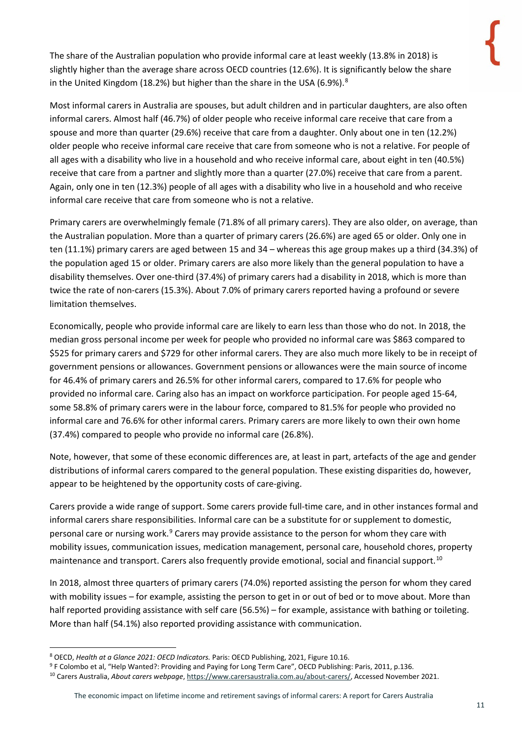The share of the Australian population who provide informal care at least weekly (13.8% in 2018) is slightly higher than the average share across OECD countries (12.6%). It is significantly below the share in the United Kingdom (18.2%) but higher than the share in the USA (6.9%).[8]

Most informal carers in Australia are spouses, but adult children and in particular daughters, are also often informal carers. Almost half (46.7%) of older people who receive informal care receive that care from a spouse and more than quarter (29.6%) receive that care from a daughter. Only about one in ten (12.2%) older people who receive informal care receive that care from someone who is not a relative. For people of all ages with a disability who live in a household and who receive informal care, about eight in ten (40.5%) receive that care from a partner and slightly more than a quarter (27.0%) receive that care from a parent. Again, only one in ten (12.3%) people of all ages with a disability who live in a household and who receive informal care receive that care from someone who is not a relative.

Primary carers are overwhelmingly female (71.8% of all primary carers). They are also older, on average, than the Australian population. More than a quarter of primary carers (26.6%) are aged 65 or older. Only one in ten (11.1%) primary carers are aged between 15 and 34 – whereas this age group makes up a third (34.3%) of the population aged 15 or older. Primary carers are also more likely than the general population to have a disability themselves. Over one-third (37.4%) of primary carers had a disability in 2018, which is more than twice the rate of non-carers (15.3%). About 7.0% of primary carers reported having a profound or severe limitation themselves.

Economically, people who provide informal care are likely to earn less than those who do not. In 2018, the median gross personal income per week for people who provided no informal care was $863 compared to $525 for primary carers and $729 for other informal carers. They are also much more likely to be in receipt of government pensions or allowances. Government pensions or allowances were the main source of income for 46.4% of primary carers and 26.5% for other informal carers, compared to 17.6% for people who provided no informal care. Caring also has an impact on workforce participation. For people aged 15-64, some 58.8% of primary carers were in the labour force, compared to 81.5% for people who provided no informal care and 76.6% for other informal carers. Primary carers are more likely to own their own home (37.4%) compared to people who provide no informal care (26.8%).

Note, however, that some of these economic differences are, at least in part, artefacts of the age and gender distributions of informal carers compared to the general population. These existing disparities do, however, appear to be heightened by the opportunity costs of care-giving.

Carers provide a wide range of support. Some carers provide full-time care, and in other instances formal and informal carers share responsibilities. Informal care can be a substitute for or supplement to domestic, personal care or nursing work.[9] Carers may provide assistance to the person for whom they care with mobility issues, communication issues, medication management, personal care, household chores, property maintenance and transport. Carers also frequently provide emotional, social and financial support.[10]

In 2018, almost three quarters of primary carers (74.0%) reported assisting the person for whom they cared with mobility issues – for example, assisting the person to get in or out of bed or to move about. More than half reported providing assistance with self care (56.5%) – for example, assistance with bathing or toileting. More than half (54.1%) also reported providing assistance with communication.

---

[8] OECD, *Health at a Glance 2021: OECD Indicators.* Paris: OECD Publishing, 2021, Figure 10.16.

[9] F Colombo et al, "Help Wanted?: Providing and Paying for Long Term Care", OECD Publishing: Paris, 2011, p.136.

[10] Carers Australia, *About carers webpage*, https://www.carersaustralia.com.au/about-carers/, Accessed November 2021.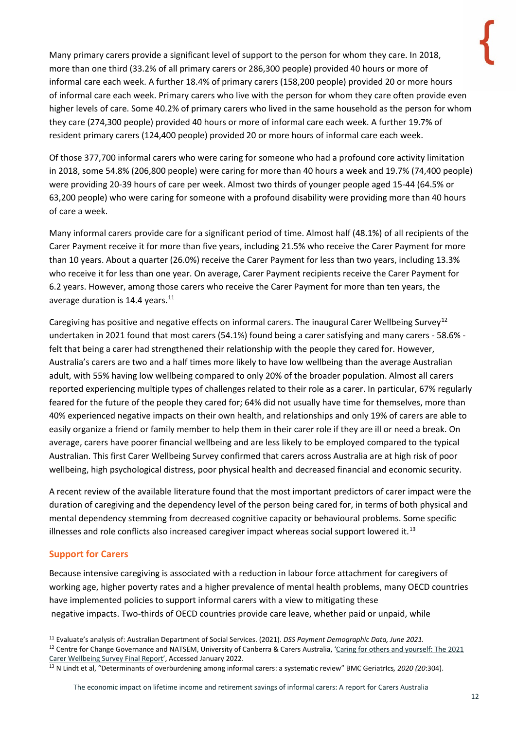Many primary carers provide a significant level of support to the person for whom they care. In 2018, more than one third (33.2% of all primary carers or 286,300 people) provided 40 hours or more of informal care each week. A further 18.4% of primary carers (158,200 people) provided 20 or more hours of informal care each week. Primary carers who live with the person for whom they care often provide even higher levels of care. Some 40.2% of primary carers who lived in the same household as the person for whom they care (274,300 people) provided 40 hours or more of informal care each week. A further 19.7% of resident primary carers (124,400 people) provided 20 or more hours of informal care each week.

Of those 377,700 informal carers who were caring for someone who had a profound core activity limitation in 2018, some 54.8% (206,800 people) were caring for more than 40 hours a week and 19.7% (74,400 people) were providing 20-39 hours of care per week. Almost two thirds of younger people aged 15-44 (64.5% or 63,200 people) who were caring for someone with a profound disability were providing more than 40 hours of care a week.

Many informal carers provide care for a significant period of time. Almost half (48.1%) of all recipients of the Carer Payment receive it for more than five years, including 21.5% who receive the Carer Payment for more than 10 years. About a quarter (26.0%) receive the Carer Payment for less than two years, including 13.3% who receive it for less than one year. On average, Carer Payment recipients receive the Carer Payment for 6.2 years. However, among those carers who receive the Carer Payment for more than ten years, the average duration is 14.4 years.[11]

Caregiving has positive and negative effects on informal carers. The inaugural Carer Wellbeing Survey[12] undertaken in 2021 found that most carers (54.1%) found being a carer satisfying and many carers - 58.6% - felt that being a carer had strengthened their relationship with the people they cared for. However, Australia's carers are two and a half times more likely to have low wellbeing than the average Australian adult, with 55% having low wellbeing compared to only 20% of the broader population. Almost all carers reported experiencing multiple types of challenges related to their role as a carer. In particular, 67% regularly feared for the future of the people they cared for; 64% did not usually have time for themselves, more than 40% experienced negative impacts on their own health, and relationships and only 19% of carers are able to easily organize a friend or family member to help them in their carer role if they are ill or need a break. On average, carers have poorer financial wellbeing and are less likely to be employed compared to the typical Australian. This first Carer Wellbeing Survey confirmed that carers across Australia are at high risk of poor wellbeing, high psychological distress, poor physical health and decreased financial and economic security.

A recent review of the available literature found that the most important predictors of carer impact were the duration of caregiving and the dependency level of the person being cared for, in terms of both physical and mental dependency stemming from decreased cognitive capacity or behavioural problems. Some specific illnesses and role conflicts also increased caregiver impact whereas social support lowered it.[13]

## Support for Carers

Because intensive caregiving is associated with a reduction in labour force attachment for caregivers of working age, higher poverty rates and a higher prevalence of mental health problems, many OECD countries have implemented policies to support informal carers with a view to mitigating these negative impacts. Two-thirds of OECD countries provide care leave, whether paid or unpaid, while

---

[11] Evaluate's analysis of: Australian Department of Social Services. (2021). *DSS Payment Demographic Data, June 2021.*

[12] Centre for Change Governance and NATSEM, University of Canberra & Carers Australia, 'Caring for others and yourself: The 2021 Carer Wellbeing Survey Final Report', Accessed January 2022.

[13] N Lindt et al, "Determinants of overburdening among informal carers: a systematic review" BMC Geriatrics*, 2020 (20*:304).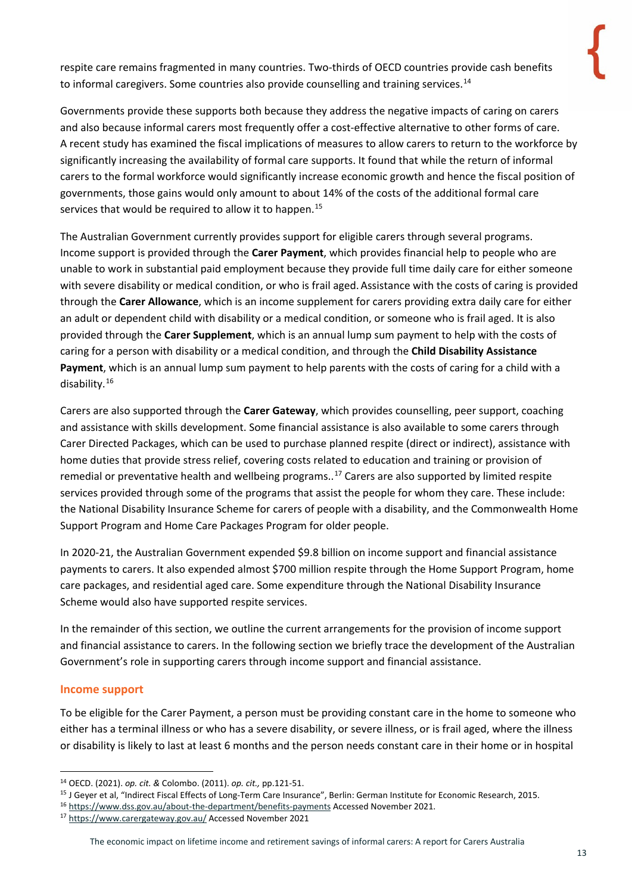respite care remains fragmented in many countries. Two-thirds of OECD countries provide cash benefits to informal caregivers. Some countries also provide counselling and training services.[14]

Governments provide these supports both because they address the negative impacts of caring on carers and also because informal carers most frequently offer a cost-effective alternative to other forms of care. A recent study has examined the fiscal implications of measures to allow carers to return to the workforce by significantly increasing the availability of formal care supports. It found that while the return of informal carers to the formal workforce would significantly increase economic growth and hence the fiscal position of governments, those gains would only amount to about 14% of the costs of the additional formal care services that would be required to allow it to happen.[15]

The Australian Government currently provides support for eligible carers through several programs. Income support is provided through the **Carer Payment**, which provides financial help to people who are unable to work in substantial paid employment because they provide full time daily care for either someone with severe disability or medical condition, or who is frail aged. Assistance with the costs of caring is provided through the **Carer Allowance**, which is an income supplement for carers providing extra daily care for either an adult or dependent child with disability or a medical condition, or someone who is frail aged. It is also provided through the **Carer Supplement**, which is an annual lump sum payment to help with the costs of caring for a person with disability or a medical condition, and through the **Child Disability Assistance Payment**, which is an annual lump sum payment to help parents with the costs of caring for a child with a disability.[16]

Carers are also supported through the **Carer Gateway**, which provides counselling, peer support, coaching and assistance with skills development. Some financial assistance is also available to some carers through Carer Directed Packages, which can be used to purchase planned respite (direct or indirect), assistance with home duties that provide stress relief, covering costs related to education and training or provision of remedial or preventative health and wellbeing programs..[17] Carers are also supported by limited respite services provided through some of the programs that assist the people for whom they care. These include: the National Disability Insurance Scheme for carers of people with a disability, and the Commonwealth Home Support Program and Home Care Packages Program for older people.

In 2020-21, the Australian Government expended $9.8 billion on income support and financial assistance payments to carers. It also expended almost $700 million respite through the Home Support Program, home care packages, and residential aged care. Some expenditure through the National Disability Insurance Scheme would also have supported respite services.

In the remainder of this section, we outline the current arrangements for the provision of income support and financial assistance to carers. In the following section we briefly trace the development of the Australian Government's role in supporting carers through income support and financial assistance.

### Income support

To be eligible for the Carer Payment, a person must be providing constant care in the home to someone who either has a terminal illness or who has a severe disability, or severe illness, or is frail aged, where the illness or disability is likely to last at least 6 months and the person needs constant care in their home or in hospital

---

[14] OECD. (2021). *op. cit. &* Colombo. (2011). *op. cit.,* pp.121-51.

[15] J Geyer et al, "Indirect Fiscal Effects of Long-Term Care Insurance", Berlin: German Institute for Economic Research, 2015.

[16] https://www.dss.gov.au/about-the-department/benefits-payments Accessed November 2021.

[17] https://www.carergateway.gov.au/ Accessed November 2021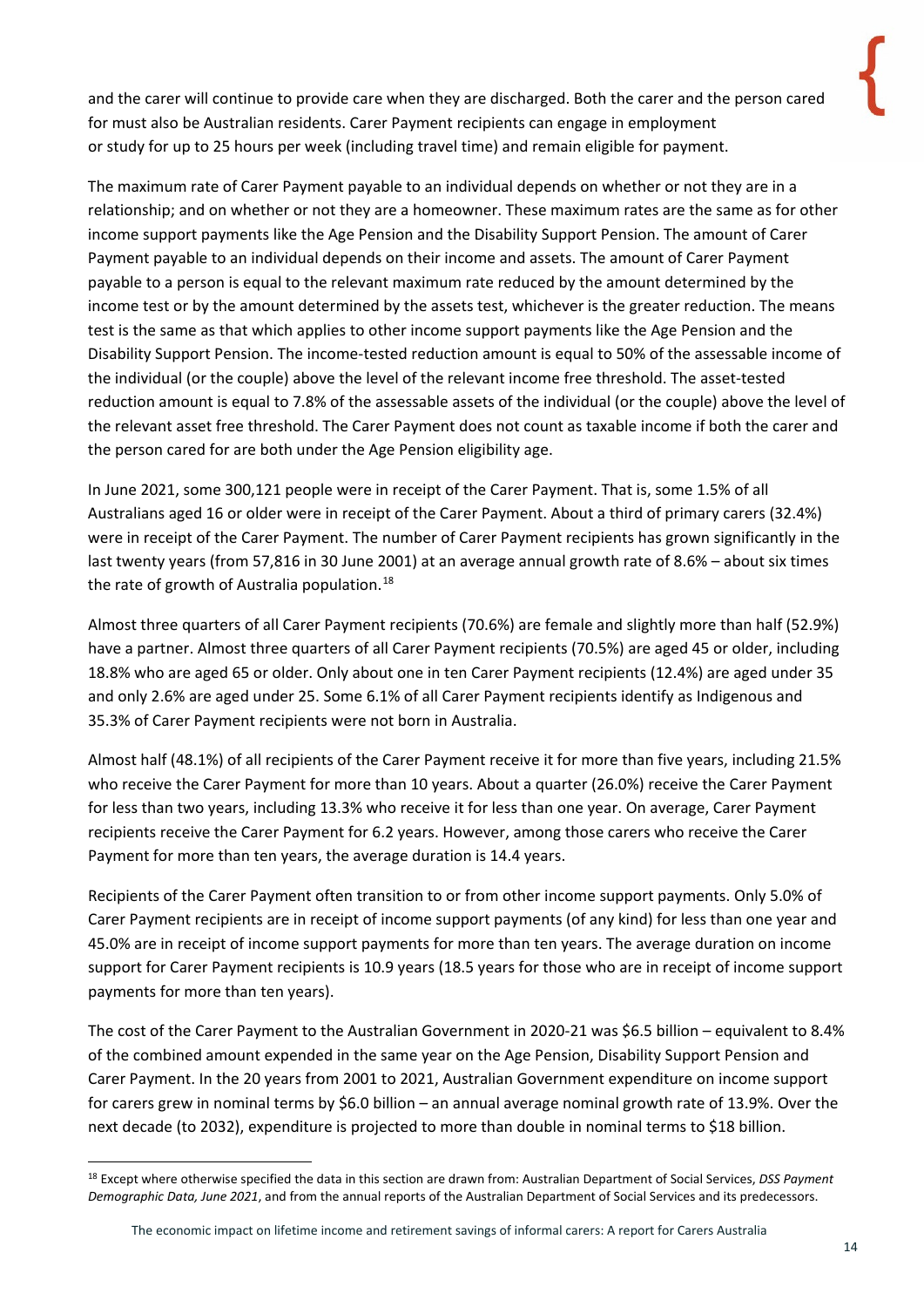and the carer will continue to provide care when they are discharged. Both the carer and the person cared for must also be Australian residents. Carer Payment recipients can engage in employment or study for up to 25 hours per week (including travel time) and remain eligible for payment.

The maximum rate of Carer Payment payable to an individual depends on whether or not they are in a relationship; and on whether or not they are a homeowner. These maximum rates are the same as for other income support payments like the Age Pension and the Disability Support Pension. The amount of Carer Payment payable to an individual depends on their income and assets. The amount of Carer Payment payable to a person is equal to the relevant maximum rate reduced by the amount determined by the income test or by the amount determined by the assets test, whichever is the greater reduction. The means test is the same as that which applies to other income support payments like the Age Pension and the Disability Support Pension. The income-tested reduction amount is equal to 50% of the assessable income of the individual (or the couple) above the level of the relevant income free threshold. The asset-tested reduction amount is equal to 7.8% of the assessable assets of the individual (or the couple) above the level of the relevant asset free threshold. The Carer Payment does not count as taxable income if both the carer and the person cared for are both under the Age Pension eligibility age.

In June 2021, some 300,121 people were in receipt of the Carer Payment. That is, some 1.5% of all Australians aged 16 or older were in receipt of the Carer Payment. About a third of primary carers (32.4%) were in receipt of the Carer Payment. The number of Carer Payment recipients has grown significantly in the last twenty years (from 57,816 in 30 June 2001) at an average annual growth rate of 8.6% – about six times the rate of growth of Australia population.[18]

Almost three quarters of all Carer Payment recipients (70.6%) are female and slightly more than half (52.9%) have a partner. Almost three quarters of all Carer Payment recipients (70.5%) are aged 45 or older, including 18.8% who are aged 65 or older. Only about one in ten Carer Payment recipients (12.4%) are aged under 35 and only 2.6% are aged under 25. Some 6.1% of all Carer Payment recipients identify as Indigenous and 35.3% of Carer Payment recipients were not born in Australia.

Almost half (48.1%) of all recipients of the Carer Payment receive it for more than five years, including 21.5% who receive the Carer Payment for more than 10 years. About a quarter (26.0%) receive the Carer Payment for less than two years, including 13.3% who receive it for less than one year. On average, Carer Payment recipients receive the Carer Payment for 6.2 years. However, among those carers who receive the Carer Payment for more than ten years, the average duration is 14.4 years.

Recipients of the Carer Payment often transition to or from other income support payments. Only 5.0% of Carer Payment recipients are in receipt of income support payments (of any kind) for less than one year and 45.0% are in receipt of income support payments for more than ten years. The average duration on income support for Carer Payment recipients is 10.9 years (18.5 years for those who are in receipt of income support payments for more than ten years).

The cost of the Carer Payment to the Australian Government in 2020-21 was $6.5 billion – equivalent to 8.4% of the combined amount expended in the same year on the Age Pension, Disability Support Pension and Carer Payment. In the 20 years from 2001 to 2021, Australian Government expenditure on income support for carers grew in nominal terms by $6.0 billion – an annual average nominal growth rate of 13.9%. Over the next decade (to 2032), expenditure is projected to more than double in nominal terms to $18 billion.

[18] Except where otherwise specified the data in this section are drawn from: Australian Department of Social Services, *DSS Payment Demographic Data, June 2021*, and from the annual reports of the Australian Department of Social Services and its predecessors.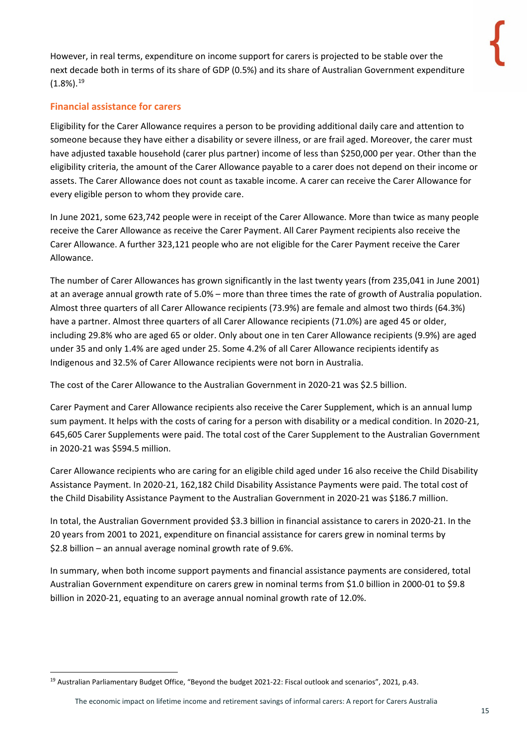However, in real terms, expenditure on income support for carers is projected to be stable over the next decade both in terms of its share of GDP (0.5%) and its share of Australian Government expenditure (1.8%).[19]

## Financial assistance for carers

Eligibility for the Carer Allowance requires a person to be providing additional daily care and attention to someone because they have either a disability or severe illness, or are frail aged. Moreover, the carer must have adjusted taxable household (carer plus partner) income of less than $250,000 per year. Other than the eligibility criteria, the amount of the Carer Allowance payable to a carer does not depend on their income or assets. The Carer Allowance does not count as taxable income. A carer can receive the Carer Allowance for every eligible person to whom they provide care.

In June 2021, some 623,742 people were in receipt of the Carer Allowance. More than twice as many people receive the Carer Allowance as receive the Carer Payment. All Carer Payment recipients also receive the Carer Allowance. A further 323,121 people who are not eligible for the Carer Payment receive the Carer Allowance.

The number of Carer Allowances has grown significantly in the last twenty years (from 235,041 in June 2001) at an average annual growth rate of 5.0% – more than three times the rate of growth of Australia population. Almost three quarters of all Carer Allowance recipients (73.9%) are female and almost two thirds (64.3%) have a partner. Almost three quarters of all Carer Allowance recipients (71.0%) are aged 45 or older, including 29.8% who are aged 65 or older. Only about one in ten Carer Allowance recipients (9.9%) are aged under 35 and only 1.4% are aged under 25. Some 4.2% of all Carer Allowance recipients identify as Indigenous and 32.5% of Carer Allowance recipients were not born in Australia.

The cost of the Carer Allowance to the Australian Government in 2020-21 was $2.5 billion.

Carer Payment and Carer Allowance recipients also receive the Carer Supplement, which is an annual lump sum payment. It helps with the costs of caring for a person with disability or a medical condition. In 2020-21, 645,605 Carer Supplements were paid. The total cost of the Carer Supplement to the Australian Government in 2020-21 was $594.5 million.

Carer Allowance recipients who are caring for an eligible child aged under 16 also receive the Child Disability Assistance Payment. In 2020-21, 162,182 Child Disability Assistance Payments were paid. The total cost of the Child Disability Assistance Payment to the Australian Government in 2020-21 was $186.7 million.

In total, the Australian Government provided $3.3 billion in financial assistance to carers in 2020-21. In the 20 years from 2001 to 2021, expenditure on financial assistance for carers grew in nominal terms by $2.8 billion – an annual average nominal growth rate of 9.6%.

In summary, when both income support payments and financial assistance payments are considered, total Australian Government expenditure on carers grew in nominal terms from $1.0 billion in 2000-01 to $9.8 billion in 2020-21, equating to an average annual nominal growth rate of 12.0%.

[19] Australian Parliamentary Budget Office, "Beyond the budget 2021-22: Fiscal outlook and scenarios", 2021, p.43.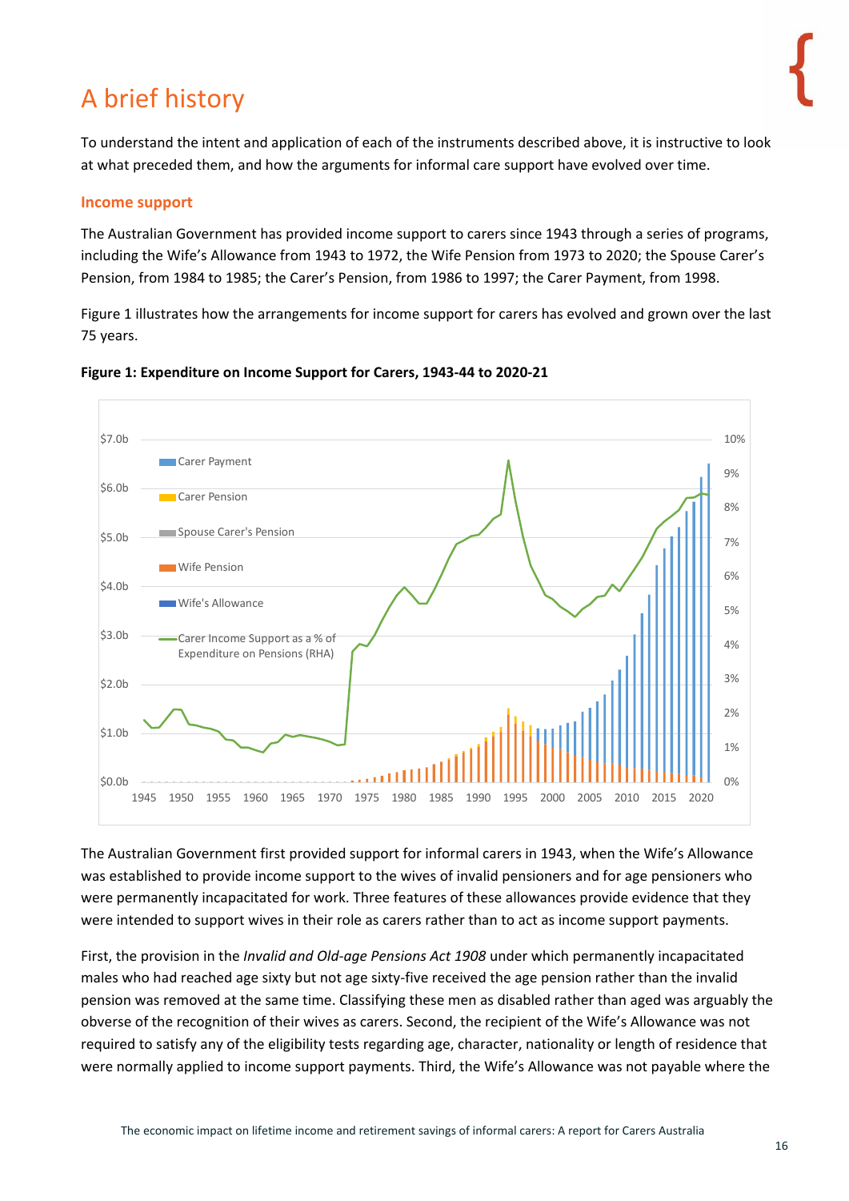# A brief history

To understand the intent and application of each of the instruments described above, it is instructive to look at what preceded them, and how the arguments for informal care support have evolved over time.

## Income support

The Australian Government has provided income support to carers since 1943 through a series of programs, including the Wife's Allowance from 1943 to 1972, the Wife Pension from 1973 to 2020; the Spouse Carer's Pension, from 1984 to 1985; the Carer's Pension, from 1986 to 1997; the Carer Payment, from 1998.

Figure 1 illustrates how the arrangements for income support for carers has evolved and grown over the last 75 years.

**Figure 1: Expenditure on Income Support for Carers, 1943-44 to 2020-21**

$7.0b
$6.0b
$5.0b
$4.0b
$3.0b
$2.0b
$1.0b
$0.0b

10%
9%
8%
7%
6%
5%
4%
3%
2%
1%
0%

1945 1950 1955 1960 1965 1970 1975 1980 1985 1990 1995 2000 2005 2010 2015 2020

Carer Payment
Carer Pension
Spouse Carer's Pension
Wife Pension
Wife's Allowance
Carer Income Support as a % of Expenditure on Pensions (RHA)

The Australian Government first provided support for informal carers in 1943, when the Wife's Allowance was established to provide income support to the wives of invalid pensioners and for age pensioners who were permanently incapacitated for work. Three features of these allowances provide evidence that they were intended to support wives in their role as carers rather than to act as income support payments.

First, the provision in the *Invalid and Old-age Pensions Act 1908* under which permanently incapacitated males who had reached age sixty but not age sixty-five received the age pension rather than the invalid pension was removed at the same time. Classifying these men as disabled rather than aged was arguably the obverse of the recognition of their wives as carers. Second, the recipient of the Wife's Allowance was not required to satisfy any of the eligibility tests regarding age, character, nationality or length of residence that were normally applied to income support payments. Third, the Wife's Allowance was not payable where the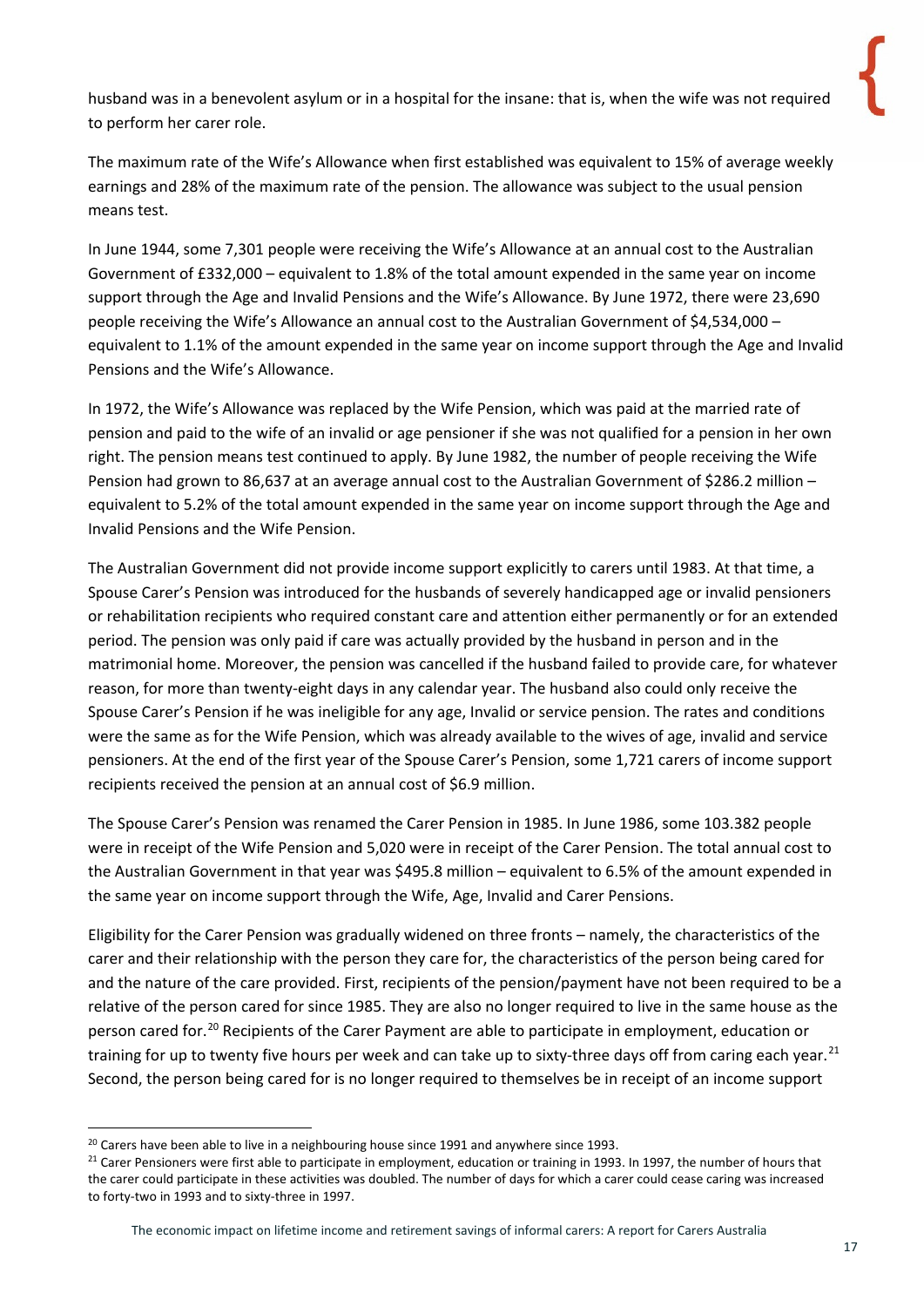husband was in a benevolent asylum or in a hospital for the insane: that is, when the wife was not required to perform her carer role.

The maximum rate of the Wife's Allowance when first established was equivalent to 15% of average weekly earnings and 28% of the maximum rate of the pension. The allowance was subject to the usual pension means test.

In June 1944, some 7,301 people were receiving the Wife's Allowance at an annual cost to the Australian Government of £332,000 – equivalent to 1.8% of the total amount expended in the same year on income support through the Age and Invalid Pensions and the Wife's Allowance. By June 1972, there were 23,690 people receiving the Wife's Allowance an annual cost to the Australian Government of $4,534,000 – equivalent to 1.1% of the amount expended in the same year on income support through the Age and Invalid Pensions and the Wife's Allowance.

In 1972, the Wife's Allowance was replaced by the Wife Pension, which was paid at the married rate of pension and paid to the wife of an invalid or age pensioner if she was not qualified for a pension in her own right. The pension means test continued to apply. By June 1982, the number of people receiving the Wife Pension had grown to 86,637 at an average annual cost to the Australian Government of $286.2 million – equivalent to 5.2% of the total amount expended in the same year on income support through the Age and Invalid Pensions and the Wife Pension.

The Australian Government did not provide income support explicitly to carers until 1983. At that time, a Spouse Carer's Pension was introduced for the husbands of severely handicapped age or invalid pensioners or rehabilitation recipients who required constant care and attention either permanently or for an extended period. The pension was only paid if care was actually provided by the husband in person and in the matrimonial home. Moreover, the pension was cancelled if the husband failed to provide care, for whatever reason, for more than twenty-eight days in any calendar year. The husband also could only receive the Spouse Carer's Pension if he was ineligible for any age, Invalid or service pension. The rates and conditions were the same as for the Wife Pension, which was already available to the wives of age, invalid and service pensioners. At the end of the first year of the Spouse Carer's Pension, some 1,721 carers of income support recipients received the pension at an annual cost of $6.9 million.

The Spouse Carer's Pension was renamed the Carer Pension in 1985. In June 1986, some 103.382 people were in receipt of the Wife Pension and 5,020 were in receipt of the Carer Pension. The total annual cost to the Australian Government in that year was $495.8 million – equivalent to 6.5% of the amount expended in the same year on income support through the Wife, Age, Invalid and Carer Pensions.

Eligibility for the Carer Pension was gradually widened on three fronts – namely, the characteristics of the carer and their relationship with the person they care for, the characteristics of the person being cared for and the nature of the care provided. First, recipients of the pension/payment have not been required to be a relative of the person cared for since 1985. They are also no longer required to live in the same house as the person cared for.[20] Recipients of the Carer Payment are able to participate in employment, education or training for up to twenty five hours per week and can take up to sixty-three days off from caring each year.[21] Second, the person being cared for is no longer required to themselves be in receipt of an income support

[20] Carers have been able to live in a neighbouring house since 1991 and anywhere since 1993.

[21] Carer Pensioners were first able to participate in employment, education or training in 1993. In 1997, the number of hours that the carer could participate in these activities was doubled. The number of days for which a carer could cease caring was increased to forty-two in 1993 and to sixty-three in 1997.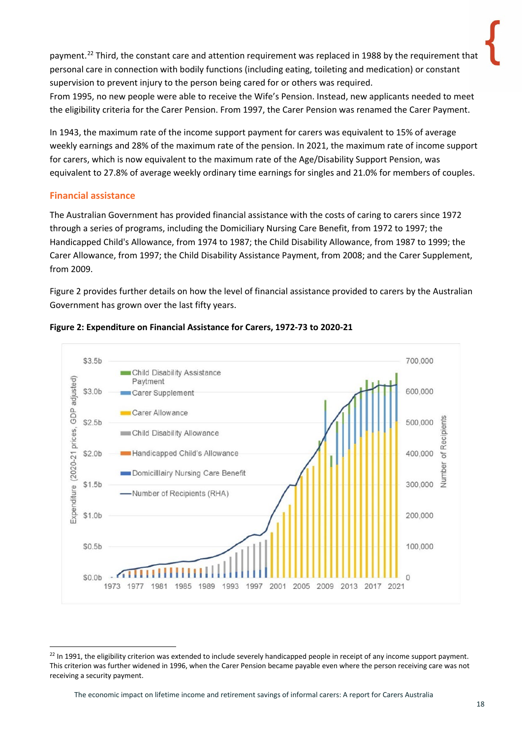payment.[22] Third, the constant care and attention requirement was replaced in 1988 by the requirement that personal care in connection with bodily functions (including eating, toileting and medication) or constant supervision to prevent injury to the person being cared for or others was required.
From 1995, no new people were able to receive the Wife's Pension. Instead, new applicants needed to meet the eligibility criteria for the Carer Pension. From 1997, the Carer Pension was renamed the Carer Payment.

In 1943, the maximum rate of the income support payment for carers was equivalent to 15% of average weekly earnings and 28% of the maximum rate of the pension. In 2021, the maximum rate of income support for carers, which is now equivalent to the maximum rate of the Age/Disability Support Pension, was equivalent to 27.8% of average weekly ordinary time earnings for singles and 21.0% for members of couples.

## Financial assistance

The Australian Government has provided financial assistance with the costs of caring to carers since 1972 through a series of programs, including the Domiciliary Nursing Care Benefit, from 1972 to 1997; the Handicapped Child's Allowance, from 1974 to 1987; the Child Disability Allowance, from 1987 to 1999; the Carer Allowance, from 1997; the Child Disability Assistance Payment, from 2008; and the Carer Supplement, from 2009.

Figure 2 provides further details on how the level of financial assistance provided to carers by the Australian Government has grown over the last fifty years.

**Figure 2: Expenditure on Financial Assistance for Carers, 1972-73 to 2020-21**

---

[22] In 1991, the eligibility criterion was extended to include severely handicapped people in receipt of any income support payment. This criterion was further widened in 1996, when the Carer Pension became payable even where the person receiving care was not receiving a security payment.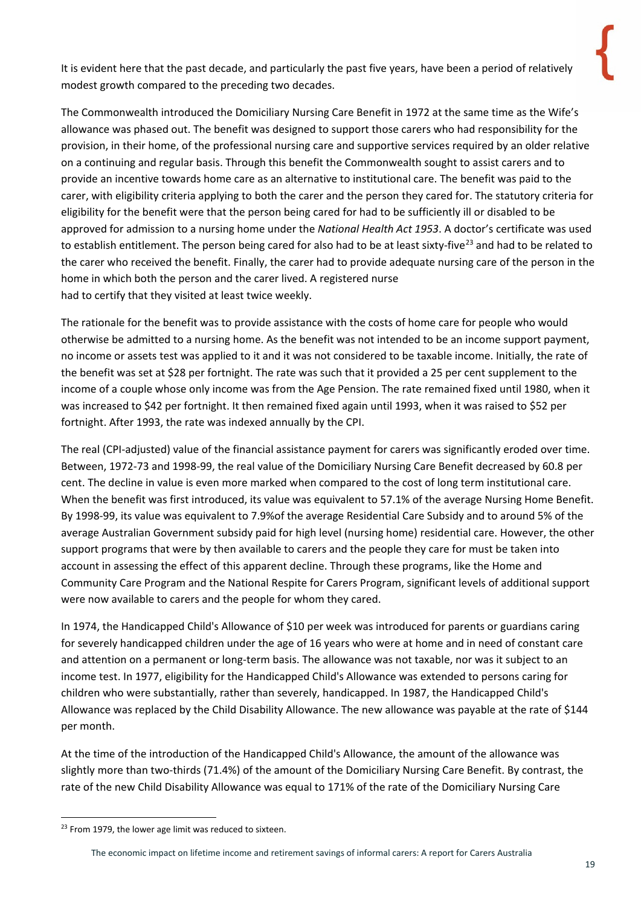It is evident here that the past decade, and particularly the past five years, have been a period of relatively modest growth compared to the preceding two decades.

The Commonwealth introduced the Domiciliary Nursing Care Benefit in 1972 at the same time as the Wife's allowance was phased out. The benefit was designed to support those carers who had responsibility for the provision, in their home, of the professional nursing care and supportive services required by an older relative on a continuing and regular basis. Through this benefit the Commonwealth sought to assist carers and to provide an incentive towards home care as an alternative to institutional care. The benefit was paid to the carer, with eligibility criteria applying to both the carer and the person they cared for. The statutory criteria for eligibility for the benefit were that the person being cared for had to be sufficiently ill or disabled to be approved for admission to a nursing home under the *National Health Act 1953*. A doctor's certificate was used to establish entitlement. The person being cared for also had to be at least sixty-five[23] and had to be related to the carer who received the benefit. Finally, the carer had to provide adequate nursing care of the person in the home in which both the person and the carer lived. A registered nurse had to certify that they visited at least twice weekly.

The rationale for the benefit was to provide assistance with the costs of home care for people who would otherwise be admitted to a nursing home. As the benefit was not intended to be an income support payment, no income or assets test was applied to it and it was not considered to be taxable income. Initially, the rate of the benefit was set at $28 per fortnight. The rate was such that it provided a 25 per cent supplement to the income of a couple whose only income was from the Age Pension. The rate remained fixed until 1980, when it was increased to $42 per fortnight. It then remained fixed again until 1993, when it was raised to $52 per fortnight. After 1993, the rate was indexed annually by the CPI.

The real (CPI-adjusted) value of the financial assistance payment for carers was significantly eroded over time. Between, 1972-73 and 1998-99, the real value of the Domiciliary Nursing Care Benefit decreased by 60.8 per cent. The decline in value is even more marked when compared to the cost of long term institutional care. When the benefit was first introduced, its value was equivalent to 57.1% of the average Nursing Home Benefit. By 1998-99, its value was equivalent to 7.9%of the average Residential Care Subsidy and to around 5% of the average Australian Government subsidy paid for high level (nursing home) residential care. However, the other support programs that were by then available to carers and the people they care for must be taken into account in assessing the effect of this apparent decline. Through these programs, like the Home and Community Care Program and the National Respite for Carers Program, significant levels of additional support were now available to carers and the people for whom they cared.

In 1974, the Handicapped Child's Allowance of $10 per week was introduced for parents or guardians caring for severely handicapped children under the age of 16 years who were at home and in need of constant care and attention on a permanent or long-term basis. The allowance was not taxable, nor was it subject to an income test. In 1977, eligibility for the Handicapped Child's Allowance was extended to persons caring for children who were substantially, rather than severely, handicapped. In 1987, the Handicapped Child's Allowance was replaced by the Child Disability Allowance. The new allowance was payable at the rate of $144 per month.

At the time of the introduction of the Handicapped Child's Allowance, the amount of the allowance was slightly more than two-thirds (71.4%) of the amount of the Domiciliary Nursing Care Benefit. By contrast, the rate of the new Child Disability Allowance was equal to 171% of the rate of the Domiciliary Nursing Care

[23] From 1979, the lower age limit was reduced to sixteen.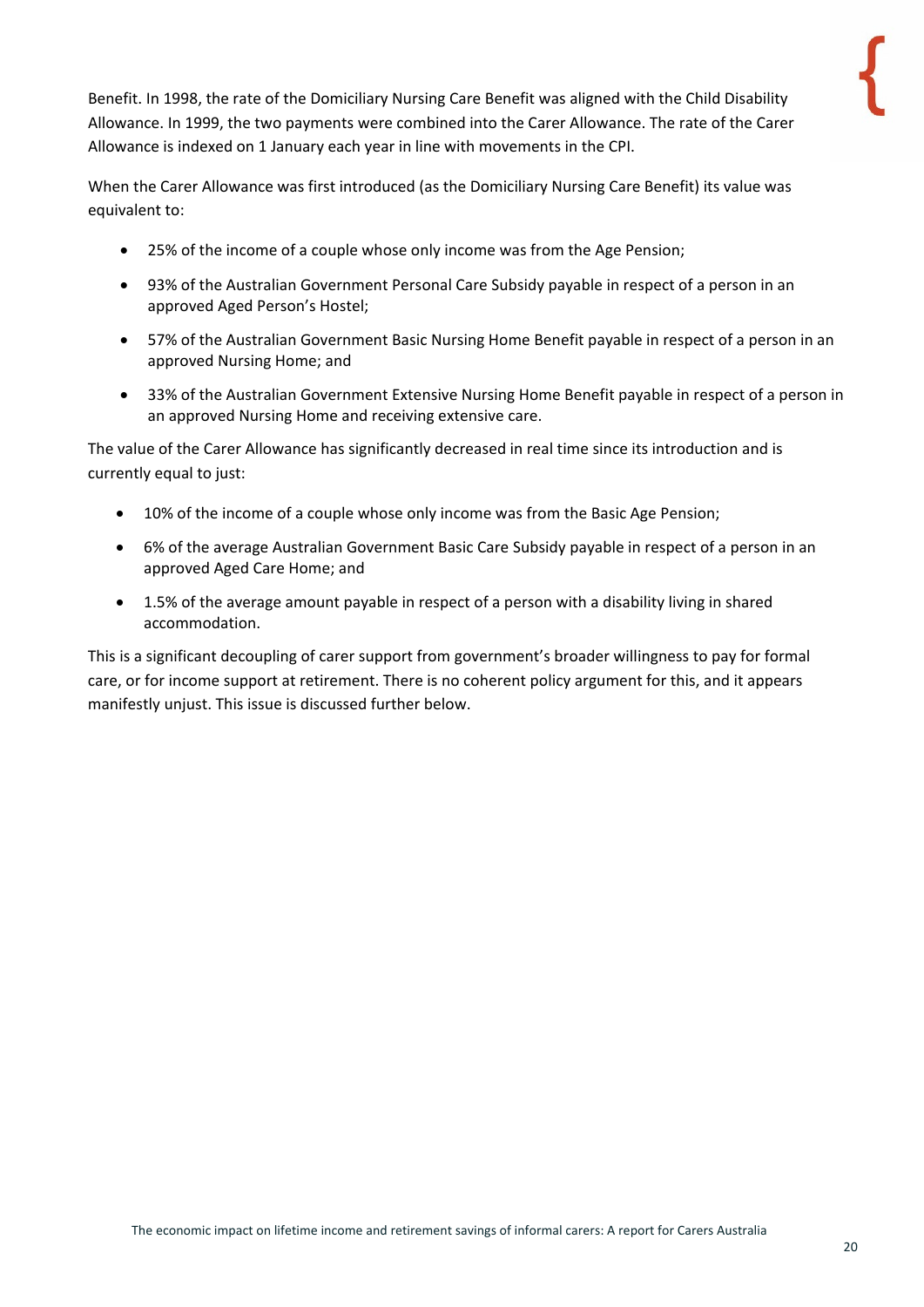Benefit. In 1998, the rate of the Domiciliary Nursing Care Benefit was aligned with the Child Disability Allowance. In 1999, the two payments were combined into the Carer Allowance. The rate of the Carer Allowance is indexed on 1 January each year in line with movements in the CPI.

When the Carer Allowance was first introduced (as the Domiciliary Nursing Care Benefit) its value was equivalent to:

- 25% of the income of a couple whose only income was from the Age Pension;
- 93% of the Australian Government Personal Care Subsidy payable in respect of a person in an approved Aged Person's Hostel;
- 57% of the Australian Government Basic Nursing Home Benefit payable in respect of a person in an approved Nursing Home; and
- 33% of the Australian Government Extensive Nursing Home Benefit payable in respect of a person in an approved Nursing Home and receiving extensive care.

The value of the Carer Allowance has significantly decreased in real time since its introduction and is currently equal to just:

- 10% of the income of a couple whose only income was from the Basic Age Pension;
- 6% of the average Australian Government Basic Care Subsidy payable in respect of a person in an approved Aged Care Home; and
- 1.5% of the average amount payable in respect of a person with a disability living in shared accommodation.

This is a significant decoupling of carer support from government's broader willingness to pay for formal care, or for income support at retirement. There is no coherent policy argument for this, and it appears manifestly unjust. This issue is discussed further below.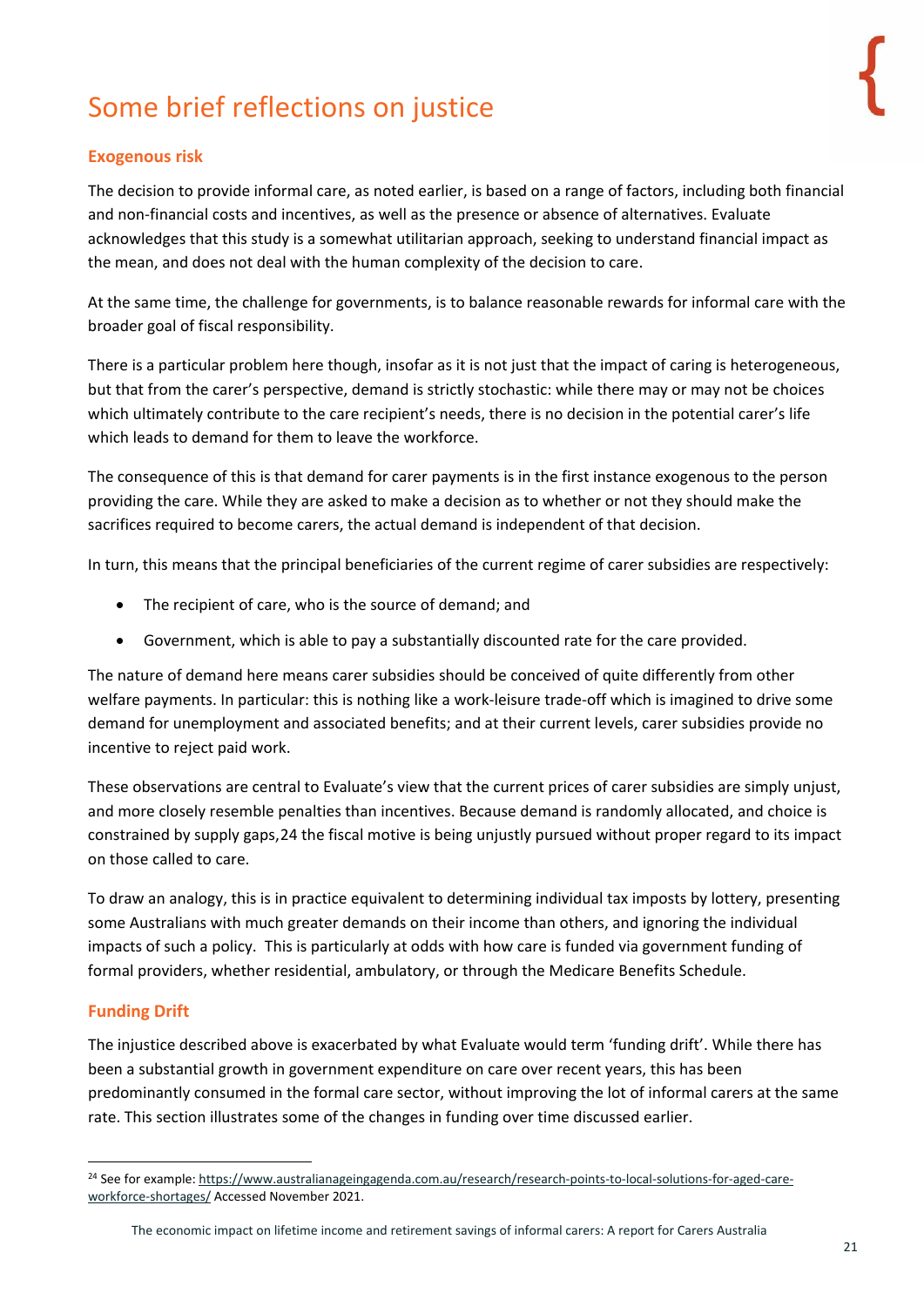# Some brief reflections on justice

## Exogenous risk

The decision to provide informal care, as noted earlier, is based on a range of factors, including both financial and non-financial costs and incentives, as well as the presence or absence of alternatives. Evaluate acknowledges that this study is a somewhat utilitarian approach, seeking to understand financial impact as the mean, and does not deal with the human complexity of the decision to care.

At the same time, the challenge for governments, is to balance reasonable rewards for informal care with the broader goal of fiscal responsibility.

There is a particular problem here though, insofar as it is not just that the impact of caring is heterogeneous, but that from the carer's perspective, demand is strictly stochastic: while there may or may not be choices which ultimately contribute to the care recipient's needs, there is no decision in the potential carer's life which leads to demand for them to leave the workforce.

The consequence of this is that demand for carer payments is in the first instance exogenous to the person providing the care. While they are asked to make a decision as to whether or not they should make the sacrifices required to become carers, the actual demand is independent of that decision.

In turn, this means that the principal beneficiaries of the current regime of carer subsidies are respectively:

- The recipient of care, who is the source of demand; and
- Government, which is able to pay a substantially discounted rate for the care provided.

The nature of demand here means carer subsidies should be conceived of quite differently from other welfare payments. In particular: this is nothing like a work-leisure trade-off which is imagined to drive some demand for unemployment and associated benefits; and at their current levels, carer subsidies provide no incentive to reject paid work.

These observations are central to Evaluate's view that the current prices of carer subsidies are simply unjust, and more closely resemble penalties than incentives. Because demand is randomly allocated, and choice is constrained by supply gaps,[24] the fiscal motive is being unjustly pursued without proper regard to its impact on those called to care.

To draw an analogy, this is in practice equivalent to determining individual tax imposts by lottery, presenting some Australians with much greater demands on their income than others, and ignoring the individual impacts of such a policy. This is particularly at odds with how care is funded via government funding of formal providers, whether residential, ambulatory, or through the Medicare Benefits Schedule.

## Funding Drift

The injustice described above is exacerbated by what Evaluate would term 'funding drift'. While there has been a substantial growth in government expenditure on care over recent years, this has been predominantly consumed in the formal care sector, without improving the lot of informal carers at the same rate. This section illustrates some of the changes in funding over time discussed earlier.

---

[24] See for example: https://www.australianageingagenda.com.au/research/research-points-to-local-solutions-for-aged-care-workforce-shortages/ Accessed November 2021.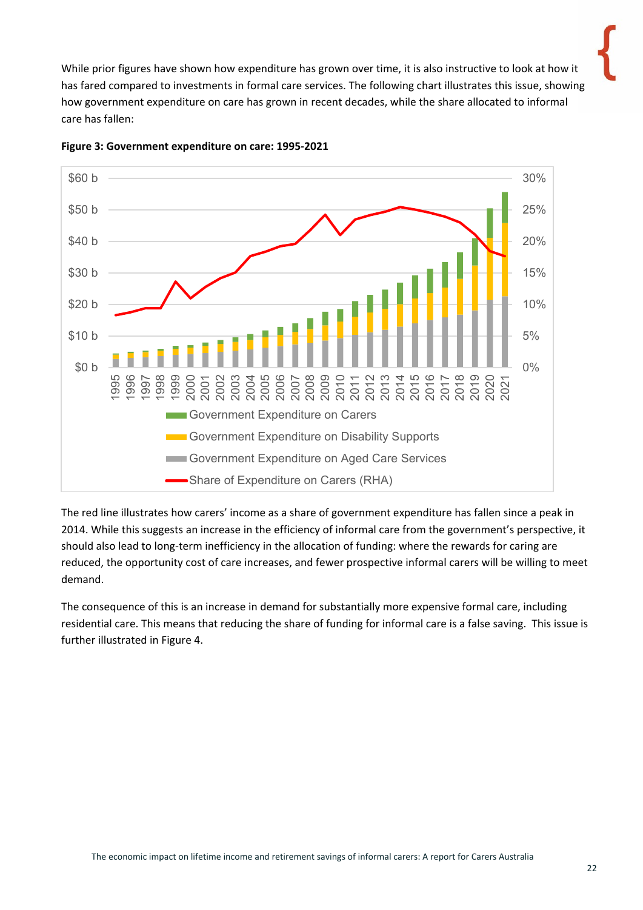While prior figures have shown how expenditure has grown over time, it is also instructive to look at how it has fared compared to investments in formal care services. The following chart illustrates this issue, showing how government expenditure on care has grown in recent decades, while the share allocated to informal care has fallen:

**Figure 3: Government expenditure on care: 1995-2021**

$60 b
$50 b
$40 b
$30 b
$20 b
$10 b
$0 b

30%
25%
20%
15%
10%
5%
0%

1995 1996 1997 1998 1999 2000 2001 2002 2003 2004 2005 2006 2007 2008 2009 2010 2011 2012 2013 2014 2015 2016 2017 2018 2019 2020 2021

Government Expenditure on Carers
Government Expenditure on Disability Supports
Government Expenditure on Aged Care Services
Share of Expenditure on Carers (RHA)

The red line illustrates how carers' income as a share of government expenditure has fallen since a peak in 2014. While this suggests an increase in the efficiency of informal care from the government's perspective, it should also lead to long-term inefficiency in the allocation of funding: where the rewards for caring are reduced, the opportunity cost of care increases, and fewer prospective informal carers will be willing to meet demand.

The consequence of this is an increase in demand for substantially more expensive formal care, including residential care. This means that reducing the share of funding for informal care is a false saving. This issue is further illustrated in Figure 4.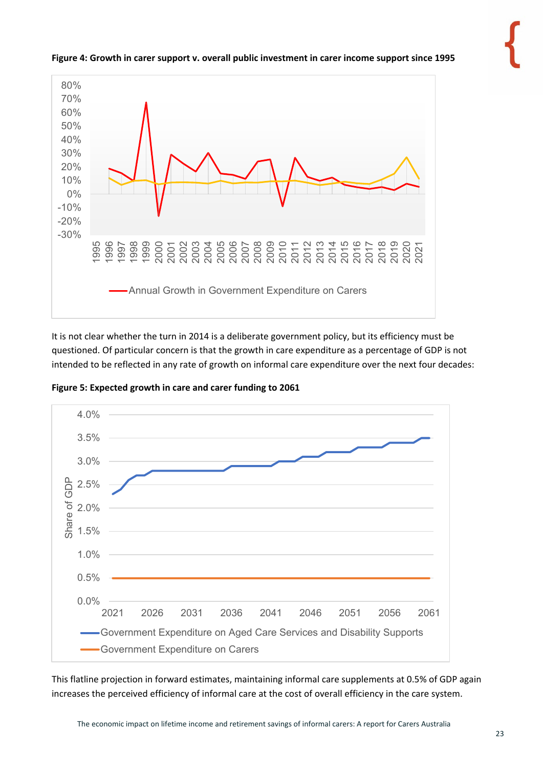**Figure 4: Growth in carer support v. overall public investment in carer income support since 1995**

80%
70%
60%
50%
40%
30%
20%
10%
0%
-10%
-20%
-30%

1995 1996 1997 1998 1999 2000 2001 2002 2003 2004 2005 2006 2007 2008 2009 2010 2011 2012 2013 2014 2015 2016 2017 2018 2019 2020 2021

Annual Growth in Government Expenditure on Carers

It is not clear whether the turn in 2014 is a deliberate government policy, but its efficiency must be questioned. Of particular concern is that the growth in care expenditure as a percentage of GDP is not intended to be reflected in any rate of growth on informal care expenditure over the next four decades:

**Figure 5: Expected growth in care and carer funding to 2061**

Share of GDP

4.0%
3.5%
3.0%
2.5%
2.0%
1.5%
1.0%
0.5%
0.0%

2021 2026 2031 2036 2041 2046 2051 2056 2061

Government Expenditure on Aged Care Services and Disability Supports

Government Expenditure on Carers

This flatline projection in forward estimates, maintaining informal care supplements at 0.5% of GDP again increases the perceived efficiency of informal care at the cost of overall efficiency in the care system.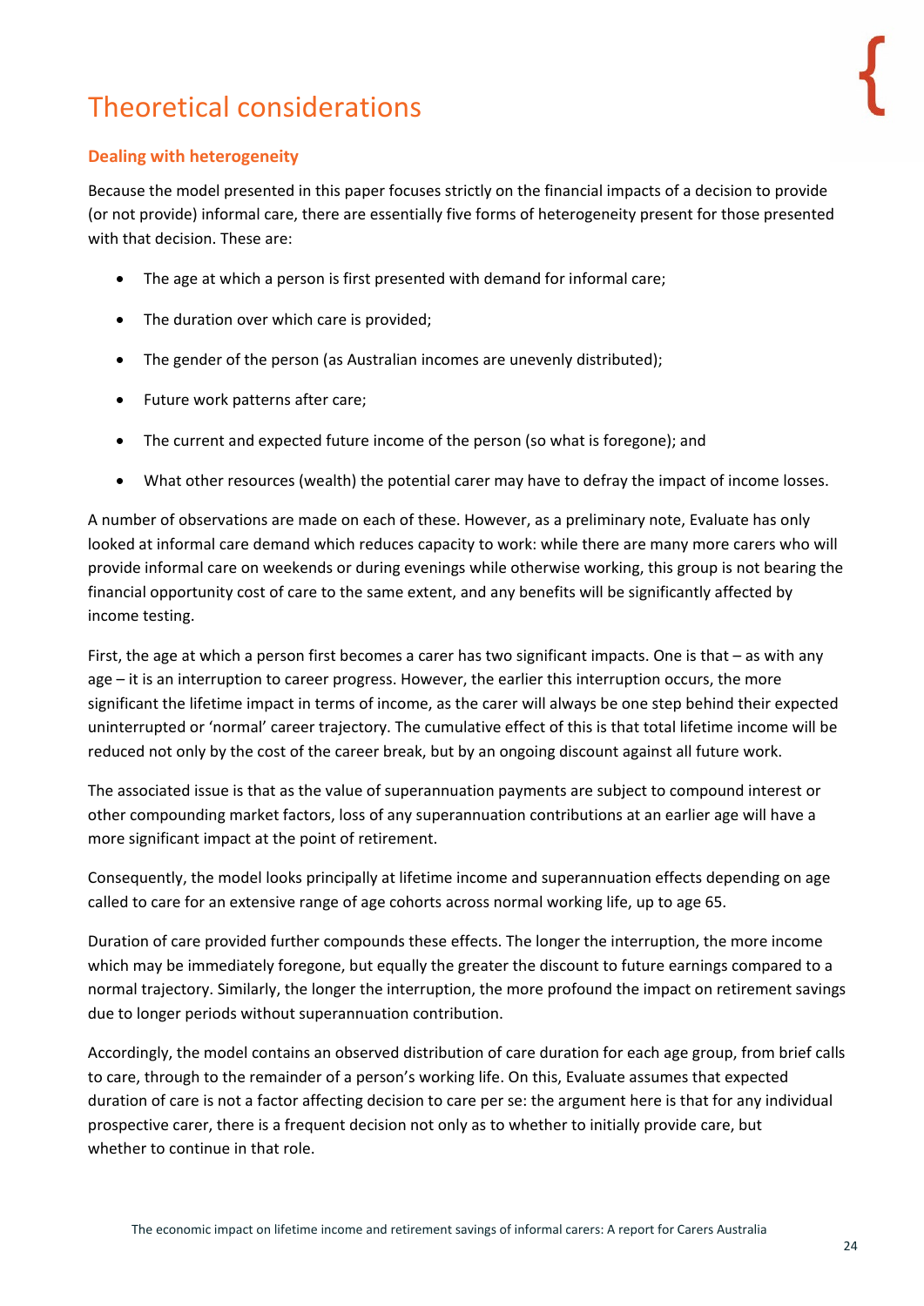# Theoretical considerations

## Dealing with heterogeneity

Because the model presented in this paper focuses strictly on the financial impacts of a decision to provide (or not provide) informal care, there are essentially five forms of heterogeneity present for those presented with that decision. These are:

- The age at which a person is first presented with demand for informal care;
- The duration over which care is provided;
- The gender of the person (as Australian incomes are unevenly distributed);
- Future work patterns after care;
- The current and expected future income of the person (so what is foregone); and
- What other resources (wealth) the potential carer may have to defray the impact of income losses.

A number of observations are made on each of these. However, as a preliminary note, Evaluate has only looked at informal care demand which reduces capacity to work: while there are many more carers who will provide informal care on weekends or during evenings while otherwise working, this group is not bearing the financial opportunity cost of care to the same extent, and any benefits will be significantly affected by income testing.

First, the age at which a person first becomes a carer has two significant impacts. One is that – as with any age – it is an interruption to career progress. However, the earlier this interruption occurs, the more significant the lifetime impact in terms of income, as the carer will always be one step behind their expected uninterrupted or 'normal' career trajectory. The cumulative effect of this is that total lifetime income will be reduced not only by the cost of the career break, but by an ongoing discount against all future work.

The associated issue is that as the value of superannuation payments are subject to compound interest or other compounding market factors, loss of any superannuation contributions at an earlier age will have a more significant impact at the point of retirement.

Consequently, the model looks principally at lifetime income and superannuation effects depending on age called to care for an extensive range of age cohorts across normal working life, up to age 65.

Duration of care provided further compounds these effects. The longer the interruption, the more income which may be immediately foregone, but equally the greater the discount to future earnings compared to a normal trajectory. Similarly, the longer the interruption, the more profound the impact on retirement savings due to longer periods without superannuation contribution.

Accordingly, the model contains an observed distribution of care duration for each age group, from brief calls to care, through to the remainder of a person's working life. On this, Evaluate assumes that expected duration of care is not a factor affecting decision to care per se: the argument here is that for any individual prospective carer, there is a frequent decision not only as to whether to initially provide care, but whether to continue in that role.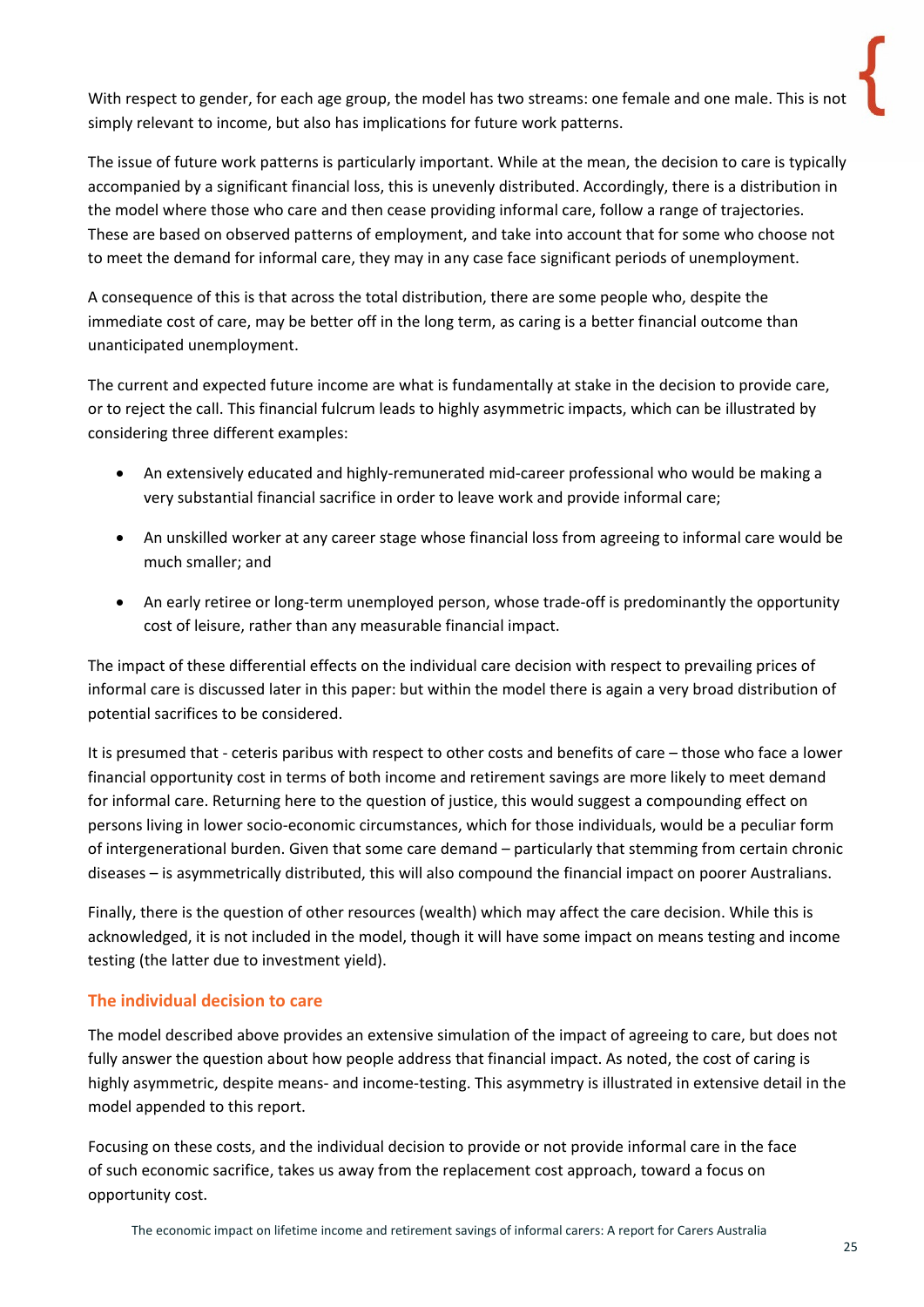With respect to gender, for each age group, the model has two streams: one female and one male. This is not simply relevant to income, but also has implications for future work patterns.

The issue of future work patterns is particularly important. While at the mean, the decision to care is typically accompanied by a significant financial loss, this is unevenly distributed. Accordingly, there is a distribution in the model where those who care and then cease providing informal care, follow a range of trajectories. These are based on observed patterns of employment, and take into account that for some who choose not to meet the demand for informal care, they may in any case face significant periods of unemployment.

A consequence of this is that across the total distribution, there are some people who, despite the immediate cost of care, may be better off in the long term, as caring is a better financial outcome than unanticipated unemployment.

The current and expected future income are what is fundamentally at stake in the decision to provide care, or to reject the call. This financial fulcrum leads to highly asymmetric impacts, which can be illustrated by considering three different examples:

- An extensively educated and highly-remunerated mid-career professional who would be making a very substantial financial sacrifice in order to leave work and provide informal care;
- An unskilled worker at any career stage whose financial loss from agreeing to informal care would be much smaller; and
- An early retiree or long-term unemployed person, whose trade-off is predominantly the opportunity cost of leisure, rather than any measurable financial impact.

The impact of these differential effects on the individual care decision with respect to prevailing prices of informal care is discussed later in this paper: but within the model there is again a very broad distribution of potential sacrifices to be considered.

It is presumed that - ceteris paribus with respect to other costs and benefits of care – those who face a lower financial opportunity cost in terms of both income and retirement savings are more likely to meet demand for informal care. Returning here to the question of justice, this would suggest a compounding effect on persons living in lower socio-economic circumstances, which for those individuals, would be a peculiar form of intergenerational burden. Given that some care demand – particularly that stemming from certain chronic diseases – is asymmetrically distributed, this will also compound the financial impact on poorer Australians.

Finally, there is the question of other resources (wealth) which may affect the care decision. While this is acknowledged, it is not included in the model, though it will have some impact on means testing and income testing (the latter due to investment yield).

## The individual decision to care

The model described above provides an extensive simulation of the impact of agreeing to care, but does not fully answer the question about how people address that financial impact. As noted, the cost of caring is highly asymmetric, despite means- and income-testing. This asymmetry is illustrated in extensive detail in the model appended to this report.

Focusing on these costs, and the individual decision to provide or not provide informal care in the face of such economic sacrifice, takes us away from the replacement cost approach, toward a focus on opportunity cost.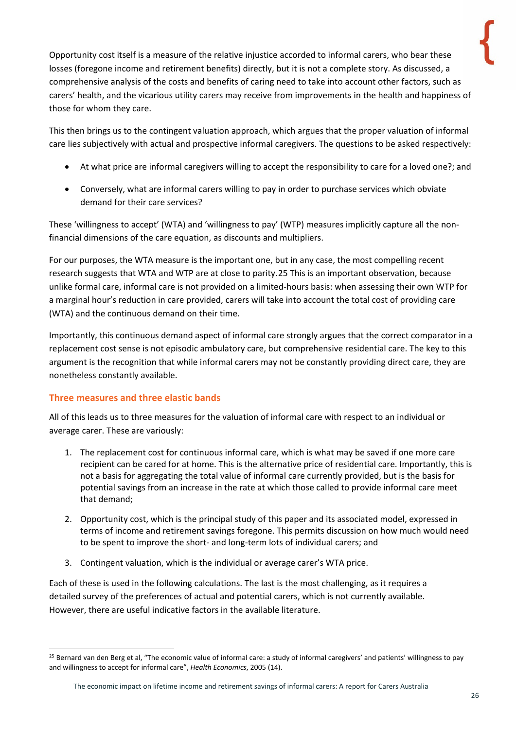Opportunity cost itself is a measure of the relative injustice accorded to informal carers, who bear these losses (foregone income and retirement benefits) directly, but it is not a complete story. As discussed, a comprehensive analysis of the costs and benefits of caring need to take into account other factors, such as carers' health, and the vicarious utility carers may receive from improvements in the health and happiness of those for whom they care.

This then brings us to the contingent valuation approach, which argues that the proper valuation of informal care lies subjectively with actual and prospective informal caregivers. The questions to be asked respectively:

- At what price are informal caregivers willing to accept the responsibility to care for a loved one?; and
- Conversely, what are informal carers willing to pay in order to purchase services which obviate demand for their care services?

These 'willingness to accept' (WTA) and 'willingness to pay' (WTP) measures implicitly capture all the non-financial dimensions of the care equation, as discounts and multipliers.

For our purposes, the WTA measure is the important one, but in any case, the most compelling recent research suggests that WTA and WTP are at close to parity.[25] This is an important observation, because unlike formal care, informal care is not provided on a limited-hours basis: when assessing their own WTP for a marginal hour's reduction in care provided, carers will take into account the total cost of providing care (WTA) and the continuous demand on their time.

Importantly, this continuous demand aspect of informal care strongly argues that the correct comparator in a replacement cost sense is not episodic ambulatory care, but comprehensive residential care. The key to this argument is the recognition that while informal carers may not be constantly providing direct care, they are nonetheless constantly available.

## Three measures and three elastic bands

All of this leads us to three measures for the valuation of informal care with respect to an individual or average carer. These are variously:

1. The replacement cost for continuous informal care, which is what may be saved if one more care recipient can be cared for at home. This is the alternative price of residential care. Importantly, this is not a basis for aggregating the total value of informal care currently provided, but is the basis for potential savings from an increase in the rate at which those called to provide informal care meet that demand;
2. Opportunity cost, which is the principal study of this paper and its associated model, expressed in terms of income and retirement savings foregone. This permits discussion on how much would need to be spent to improve the short- and long-term lots of individual carers; and
3. Contingent valuation, which is the individual or average carer's WTA price.

Each of these is used in the following calculations. The last is the most challenging, as it requires a detailed survey of the preferences of actual and potential carers, which is not currently available. However, there are useful indicative factors in the available literature.

---

[25] Bernard van den Berg et al, "The economic value of informal care: a study of informal caregivers' and patients' willingness to pay and willingness to accept for informal care", *Health Economics*, 2005 (14).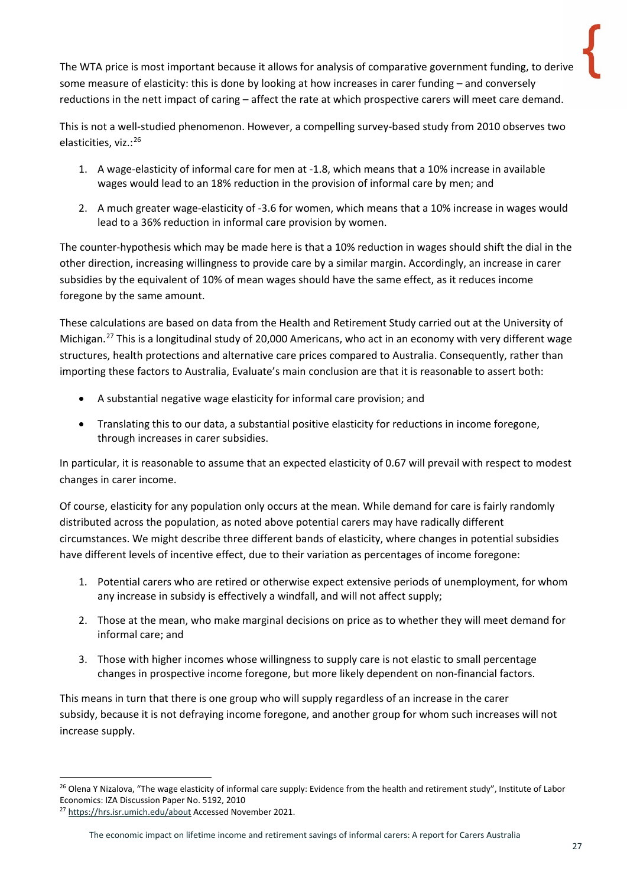The WTA price is most important because it allows for analysis of comparative government funding, to derive some measure of elasticity: this is done by looking at how increases in carer funding – and conversely reductions in the nett impact of caring – affect the rate at which prospective carers will meet care demand.

This is not a well-studied phenomenon. However, a compelling survey-based study from 2010 observes two elasticities, viz.:[26]

1. A wage-elasticity of informal care for men at -1.8, which means that a 10% increase in available wages would lead to an 18% reduction in the provision of informal care by men; and
2. A much greater wage-elasticity of -3.6 for women, which means that a 10% increase in wages would lead to a 36% reduction in informal care provision by women.

The counter-hypothesis which may be made here is that a 10% reduction in wages should shift the dial in the other direction, increasing willingness to provide care by a similar margin. Accordingly, an increase in carer subsidies by the equivalent of 10% of mean wages should have the same effect, as it reduces income foregone by the same amount.

These calculations are based on data from the Health and Retirement Study carried out at the University of Michigan.[27] This is a longitudinal study of 20,000 Americans, who act in an economy with very different wage structures, health protections and alternative care prices compared to Australia. Consequently, rather than importing these factors to Australia, Evaluate's main conclusion are that it is reasonable to assert both:

- A substantial negative wage elasticity for informal care provision; and
- Translating this to our data, a substantial positive elasticity for reductions in income foregone, through increases in carer subsidies.

In particular, it is reasonable to assume that an expected elasticity of 0.67 will prevail with respect to modest changes in carer income.

Of course, elasticity for any population only occurs at the mean. While demand for care is fairly randomly distributed across the population, as noted above potential carers may have radically different circumstances. We might describe three different bands of elasticity, where changes in potential subsidies have different levels of incentive effect, due to their variation as percentages of income foregone:

1. Potential carers who are retired or otherwise expect extensive periods of unemployment, for whom any increase in subsidy is effectively a windfall, and will not affect supply;
2. Those at the mean, who make marginal decisions on price as to whether they will meet demand for informal care; and
3. Those with higher incomes whose willingness to supply care is not elastic to small percentage changes in prospective income foregone, but more likely dependent on non-financial factors.

This means in turn that there is one group who will supply regardless of an increase in the carer subsidy, because it is not defraying income foregone, and another group for whom such increases will not increase supply.

[26] Olena Y Nizalova, "The wage elasticity of informal care supply: Evidence from the health and retirement study", Institute of Labor Economics: IZA Discussion Paper No. 5192, 2010

[27] https://hrs.isr.umich.edu/about Accessed November 2021.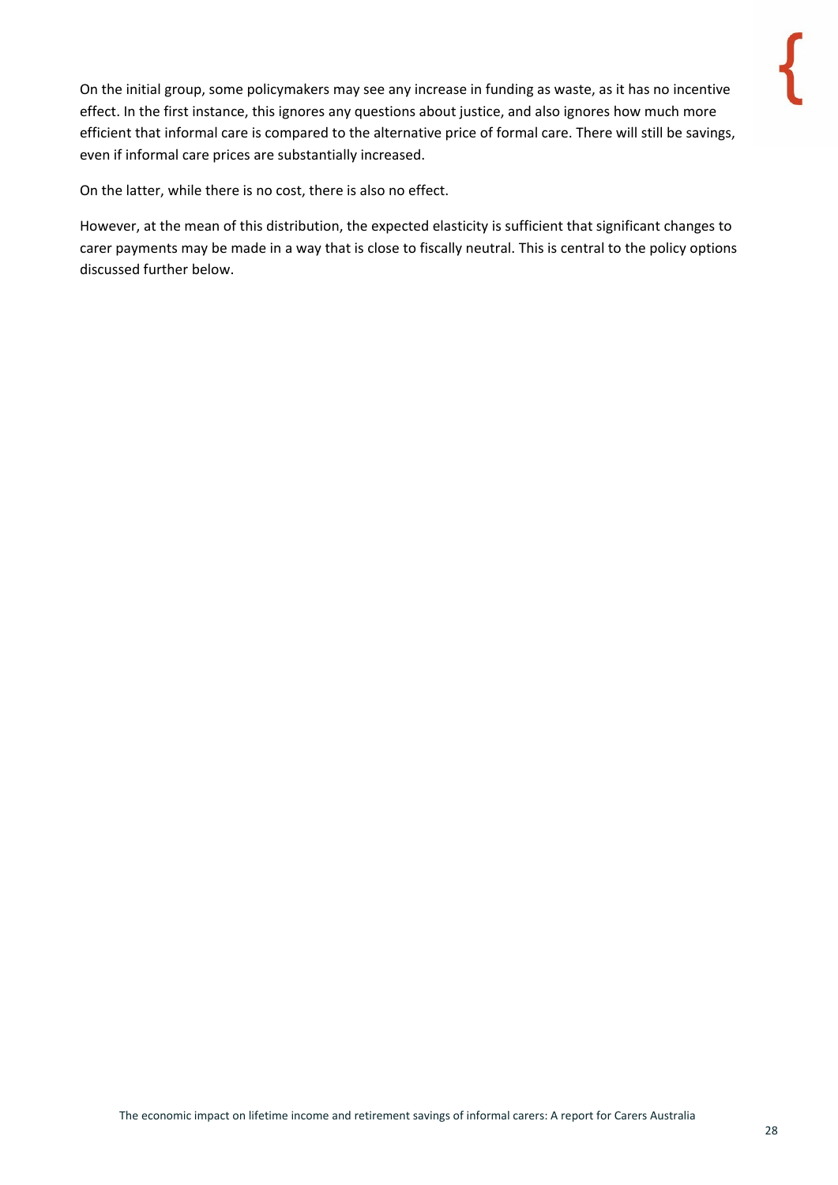On the initial group, some policymakers may see any increase in funding as waste, as it has no incentive effect. In the first instance, this ignores any questions about justice, and also ignores how much more efficient that informal care is compared to the alternative price of formal care. There will still be savings, even if informal care prices are substantially increased.

On the latter, while there is no cost, there is also no effect.

However, at the mean of this distribution, the expected elasticity is sufficient that significant changes to carer payments may be made in a way that is close to fiscally neutral. This is central to the policy options discussed further below.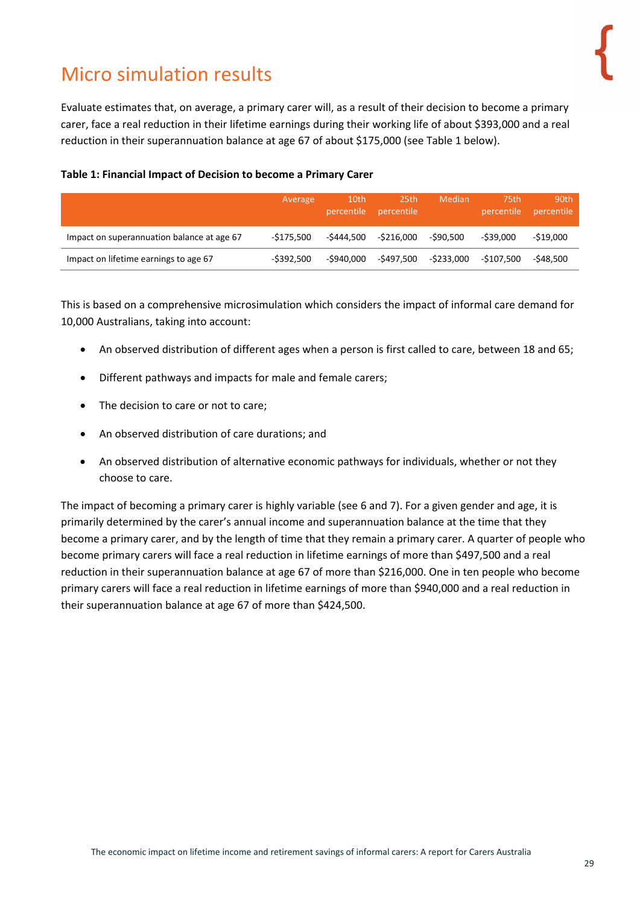# Micro simulation results

Evaluate estimates that, on average, a primary carer will, as a result of their decision to become a primary carer, face a real reduction in their lifetime earnings during their working life of about $393,000 and a real reduction in their superannuation balance at age 67 of about $175,000 (see Table 1 below).

**Table 1: Financial Impact of Decision to become a Primary Carer**

| | Average | 10th percentile | 25th percentile | Median | 75th percentile | 90th percentile |
|---|---|---|---|---|---|---|
| Impact on superannuation balance at age 67 | -$175,500 | -$444,500 | -$216,000 | -$90,500 | -$39,000 | -$19,000 |
| Impact on lifetime earnings to age 67 | -$392,500 | -$940,000 | -$497,500 | -$233,000 | -$107,500 | -$48,500 |

This is based on a comprehensive microsimulation which considers the impact of informal care demand for 10,000 Australians, taking into account:

- An observed distribution of different ages when a person is first called to care, between 18 and 65;
- Different pathways and impacts for male and female carers;
- The decision to care or not to care;
- An observed distribution of care durations; and
- An observed distribution of alternative economic pathways for individuals, whether or not they choose to care.

The impact of becoming a primary carer is highly variable (see 6 and 7). For a given gender and age, it is primarily determined by the carer's annual income and superannuation balance at the time that they become a primary carer, and by the length of time that they remain a primary carer. A quarter of people who become primary carers will face a real reduction in lifetime earnings of more than $497,500 and a real reduction in their superannuation balance at age 67 of more than $216,000. One in ten people who become primary carers will face a real reduction in lifetime earnings of more than $940,000 and a real reduction in their superannuation balance at age 67 of more than $424,500.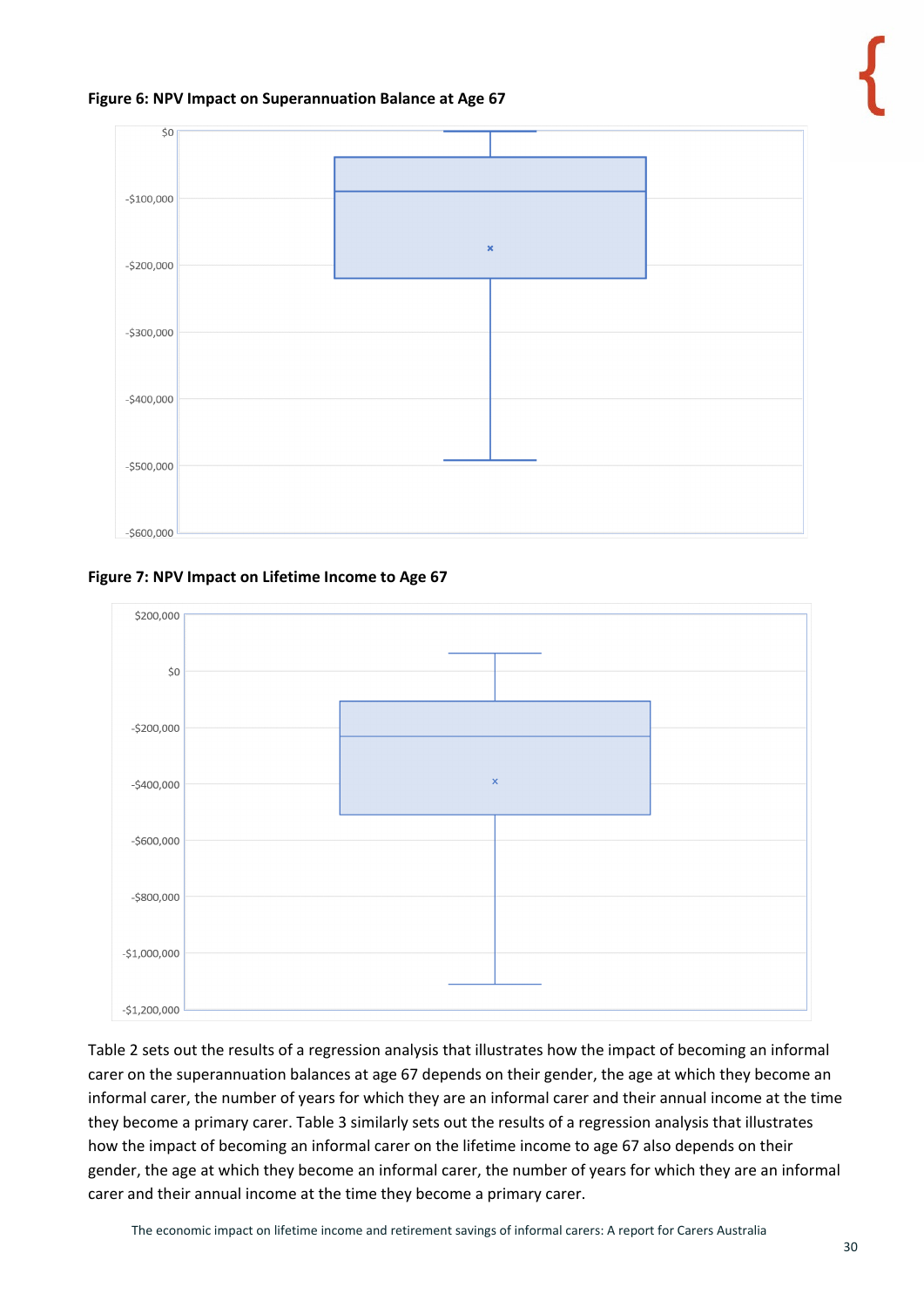**Figure 6: NPV Impact on Superannuation Balance at Age 67**

**Figure 7: NPV Impact on Lifetime Income to Age 67**

Table 2 sets out the results of a regression analysis that illustrates how the impact of becoming an informal carer on the superannuation balances at age 67 depends on their gender, the age at which they become an informal carer, the number of years for which they are an informal carer and their annual income at the time they become a primary carer. Table 3 similarly sets out the results of a regression analysis that illustrates how the impact of becoming an informal carer on the lifetime income to age 67 also depends on their gender, the age at which they become an informal carer, the number of years for which they are an informal carer and their annual income at the time they become a primary carer.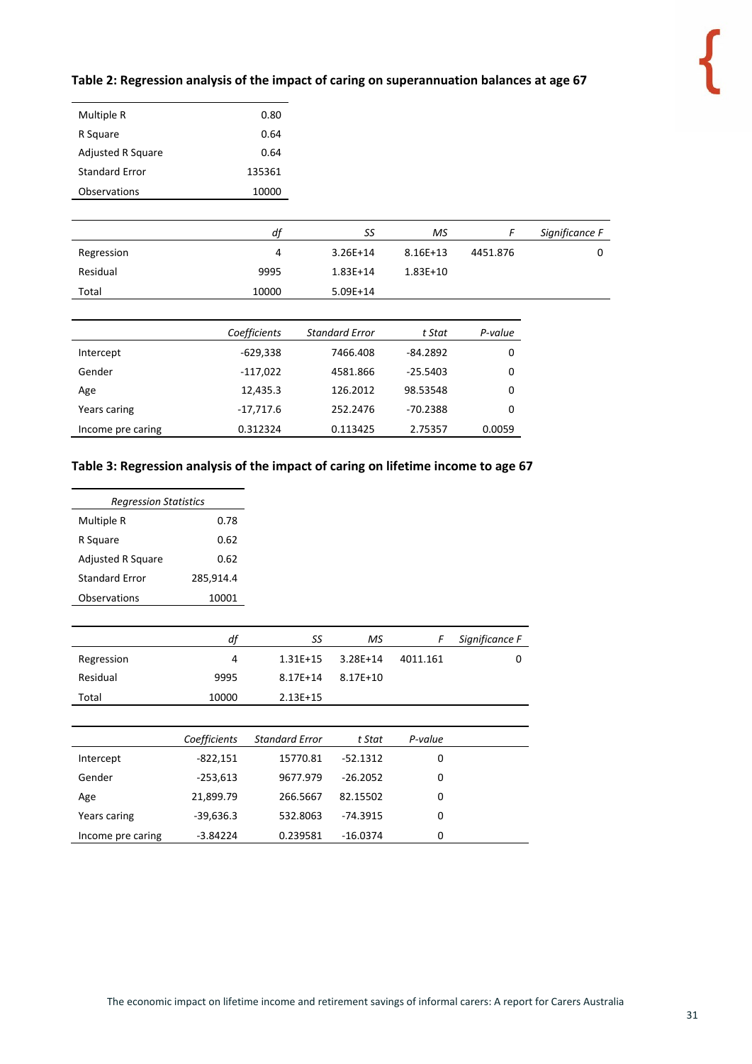### Table 2: Regression analysis of the impact of caring on superannuation balances at age 67

| | |
|---|---|
| Multiple R | 0.80 |
| R Square | 0.64 |
| Adjusted R Square | 0.64 |
| Standard Error | 135361 |
| Observations | 10000 |

| | *df* | *SS* | *MS* | *F* | *Significance F* |
|---|---|---|---|---|---|
| Regression | 4 | 3.26E+14 | 8.16E+13 | 4451.876 | 0 |
| Residual | 9995 | 1.83E+14 | 1.83E+10 | | |
| Total | 10000 | 5.09E+14 | | | |

| | *Coefficients* | *Standard Error* | *t Stat* | *P-value* |
|---|---|---|---|---|
| Intercept | -629,338 | 7466.408 | -84.2892 | 0 |
| Gender | -117,022 | 4581.866 | -25.5403 | 0 |
| Age | 12,435.3 | 126.2012 | 98.53548 | 0 |
| Years caring | -17,717.6 | 252.2476 | -70.2388 | 0 |
| Income pre caring | 0.312324 | 0.113425 | 2.75357 | 0.0059 |

### Table 3: Regression analysis of the impact of caring on lifetime income to age 67

| *Regression Statistics* | |
|---|---|
| Multiple R | 0.78 |
| R Square | 0.62 |
| Adjusted R Square | 0.62 |
| Standard Error | 285,914.4 |
| Observations | 10001 |

| | *df* | *SS* | *MS* | *F* | *Significance F* |
|---|---|---|---|---|---|
| Regression | 4 | 1.31E+15 | 3.28E+14 | 4011.161 | 0 |
| Residual | 9995 | 8.17E+14 | 8.17E+10 | | |
| Total | 10000 | 2.13E+15 | | | |

| | *Coefficients* | *Standard Error* | *t Stat* | *P-value* |
|---|---|---|---|---|
| Intercept | -822,151 | 15770.81 | -52.1312 | 0 |
| Gender | -253,613 | 9677.979 | -26.2052 | 0 |
| Age | 21,899.79 | 266.5667 | 82.15502 | 0 |
| Years caring | -39,636.3 | 532.8063 | -74.3915 | 0 |
| Income pre caring | -3.84224 | 0.239581 | -16.0374 | 0 |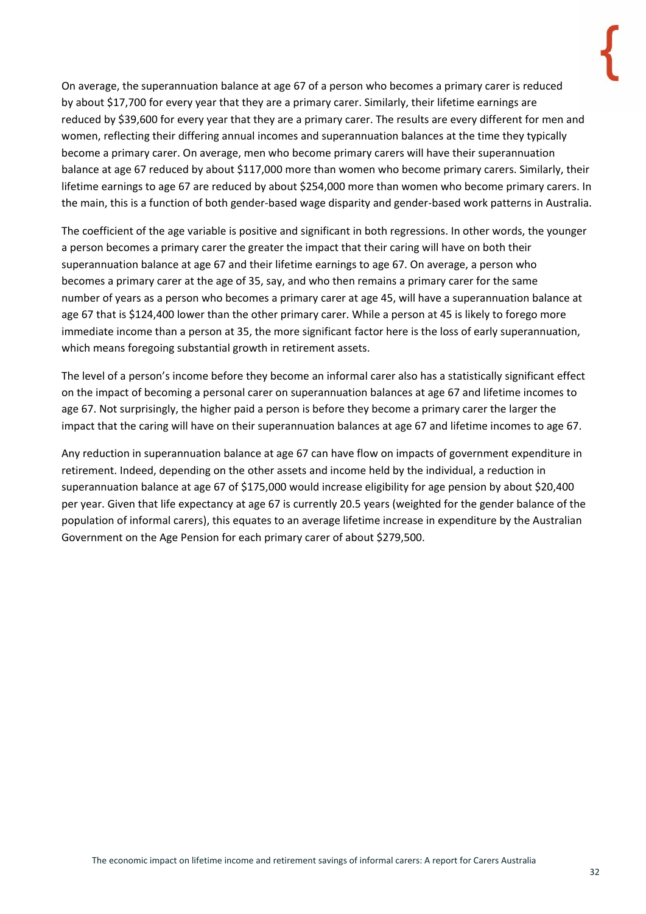On average, the superannuation balance at age 67 of a person who becomes a primary carer is reduced by about $17,700 for every year that they are a primary carer. Similarly, their lifetime earnings are reduced by $39,600 for every year that they are a primary carer. The results are every different for men and women, reflecting their differing annual incomes and superannuation balances at the time they typically become a primary carer. On average, men who become primary carers will have their superannuation balance at age 67 reduced by about $117,000 more than women who become primary carers. Similarly, their lifetime earnings to age 67 are reduced by about $254,000 more than women who become primary carers. In the main, this is a function of both gender-based wage disparity and gender-based work patterns in Australia.

The coefficient of the age variable is positive and significant in both regressions. In other words, the younger a person becomes a primary carer the greater the impact that their caring will have on both their superannuation balance at age 67 and their lifetime earnings to age 67. On average, a person who becomes a primary carer at the age of 35, say, and who then remains a primary carer for the same number of years as a person who becomes a primary carer at age 45, will have a superannuation balance at age 67 that is $124,400 lower than the other primary carer. While a person at 45 is likely to forego more immediate income than a person at 35, the more significant factor here is the loss of early superannuation, which means foregoing substantial growth in retirement assets.

The level of a person's income before they become an informal carer also has a statistically significant effect on the impact of becoming a personal carer on superannuation balances at age 67 and lifetime incomes to age 67. Not surprisingly, the higher paid a person is before they become a primary carer the larger the impact that the caring will have on their superannuation balances at age 67 and lifetime incomes to age 67.

Any reduction in superannuation balance at age 67 can have flow on impacts of government expenditure in retirement. Indeed, depending on the other assets and income held by the individual, a reduction in superannuation balance at age 67 of $175,000 would increase eligibility for age pension by about $20,400 per year. Given that life expectancy at age 67 is currently 20.5 years (weighted for the gender balance of the population of informal carers), this equates to an average lifetime increase in expenditure by the Australian Government on the Age Pension for each primary carer of about $279,500.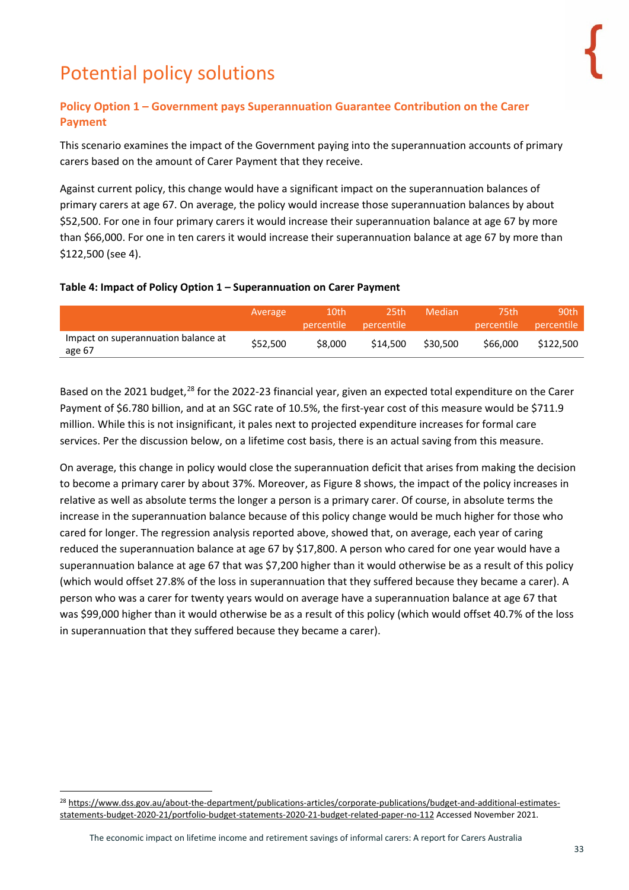# Potential policy solutions

### Policy Option 1 – Government pays Superannuation Guarantee Contribution on the Carer Payment

This scenario examines the impact of the Government paying into the superannuation accounts of primary carers based on the amount of Carer Payment that they receive.

Against current policy, this change would have a significant impact on the superannuation balances of primary carers at age 67. On average, the policy would increase those superannuation balances by about $52,500. For one in four primary carers it would increase their superannuation balance at age 67 by more than $66,000. For one in ten carers it would increase their superannuation balance at age 67 by more than $122,500 (see 4).

**Table 4: Impact of Policy Option 1 – Superannuation on Carer Payment**

| | Average | 10th percentile | 25th percentile | Median | 75th percentile | 90th percentile |
|---|---|---|---|---|---|---|
| Impact on superannuation balance at age 67 | $52,500 | $8,000 | $14,500 | $30,500 | $66,000 | $122,500 |

Based on the 2021 budget,[28] for the 2022-23 financial year, given an expected total expenditure on the Carer Payment of $6.780 billion, and at an SGC rate of 10.5%, the first-year cost of this measure would be $711.9 million. While this is not insignificant, it pales next to projected expenditure increases for formal care services. Per the discussion below, on a lifetime cost basis, there is an actual saving from this measure.

On average, this change in policy would close the superannuation deficit that arises from making the decision to become a primary carer by about 37%. Moreover, as Figure 8 shows, the impact of the policy increases in relative as well as absolute terms the longer a person is a primary carer. Of course, in absolute terms the increase in the superannuation balance because of this policy change would be much higher for those who cared for longer. The regression analysis reported above, showed that, on average, each year of caring reduced the superannuation balance at age 67 by $17,800. A person who cared for one year would have a superannuation balance at age 67 that was $7,200 higher than it would otherwise be as a result of this policy (which would offset 27.8% of the loss in superannuation that they suffered because they became a carer). A person who was a carer for twenty years would on average have a superannuation balance at age 67 that was $99,000 higher than it would otherwise be as a result of this policy (which would offset 40.7% of the loss in superannuation that they suffered because they became a carer).

[28] https://www.dss.gov.au/about-the-department/publications-articles/corporate-publications/budget-and-additional-estimates-statements-budget-2020-21/portfolio-budget-statements-2020-21-budget-related-paper-no-112 Accessed November 2021.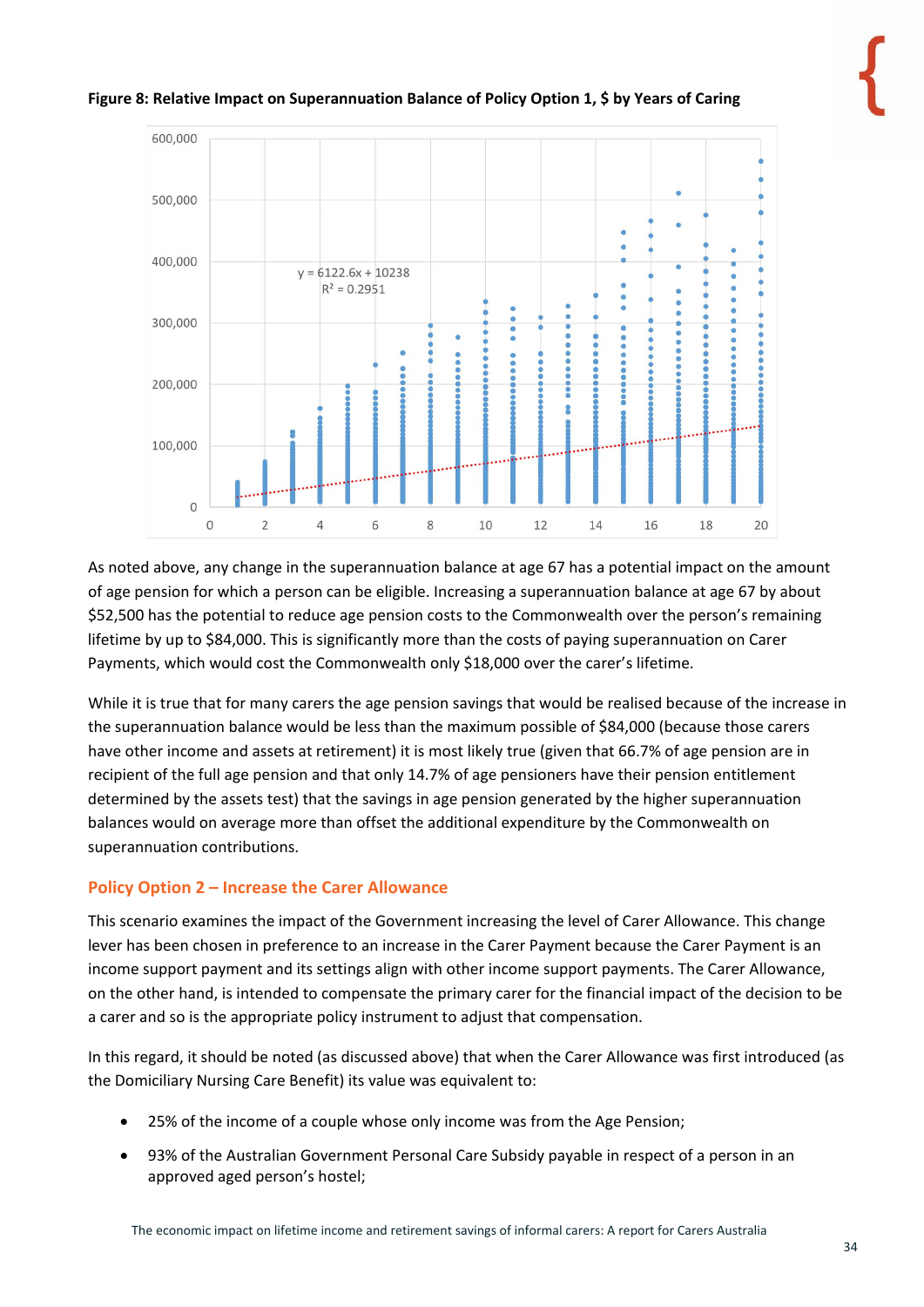**Figure 8: Relative Impact on Superannuation Balance of Policy Option 1, $ by Years of Caring**

As noted above, any change in the superannuation balance at age 67 has a potential impact on the amount of age pension for which a person can be eligible. Increasing a superannuation balance at age 67 by about $52,500 has the potential to reduce age pension costs to the Commonwealth over the person's remaining lifetime by up to $84,000. This is significantly more than the costs of paying superannuation on Carer Payments, which would cost the Commonwealth only $18,000 over the carer's lifetime.

While it is true that for many carers the age pension savings that would be realised because of the increase in the superannuation balance would be less than the maximum possible of $84,000 (because those carers have other income and assets at retirement) it is most likely true (given that 66.7% of age pension are in recipient of the full age pension and that only 14.7% of age pensioners have their pension entitlement determined by the assets test) that the savings in age pension generated by the higher superannuation balances would on average more than offset the additional expenditure by the Commonwealth on superannuation contributions.

### Policy Option 2 – Increase the Carer Allowance

This scenario examines the impact of the Government increasing the level of Carer Allowance. This change lever has been chosen in preference to an increase in the Carer Payment because the Carer Payment is an income support payment and its settings align with other income support payments. The Carer Allowance, on the other hand, is intended to compensate the primary carer for the financial impact of the decision to be a carer and so is the appropriate policy instrument to adjust that compensation.

In this regard, it should be noted (as discussed above) that when the Carer Allowance was first introduced (as the Domiciliary Nursing Care Benefit) its value was equivalent to:

- 25% of the income of a couple whose only income was from the Age Pension;
- 93% of the Australian Government Personal Care Subsidy payable in respect of a person in an approved aged person's hostel;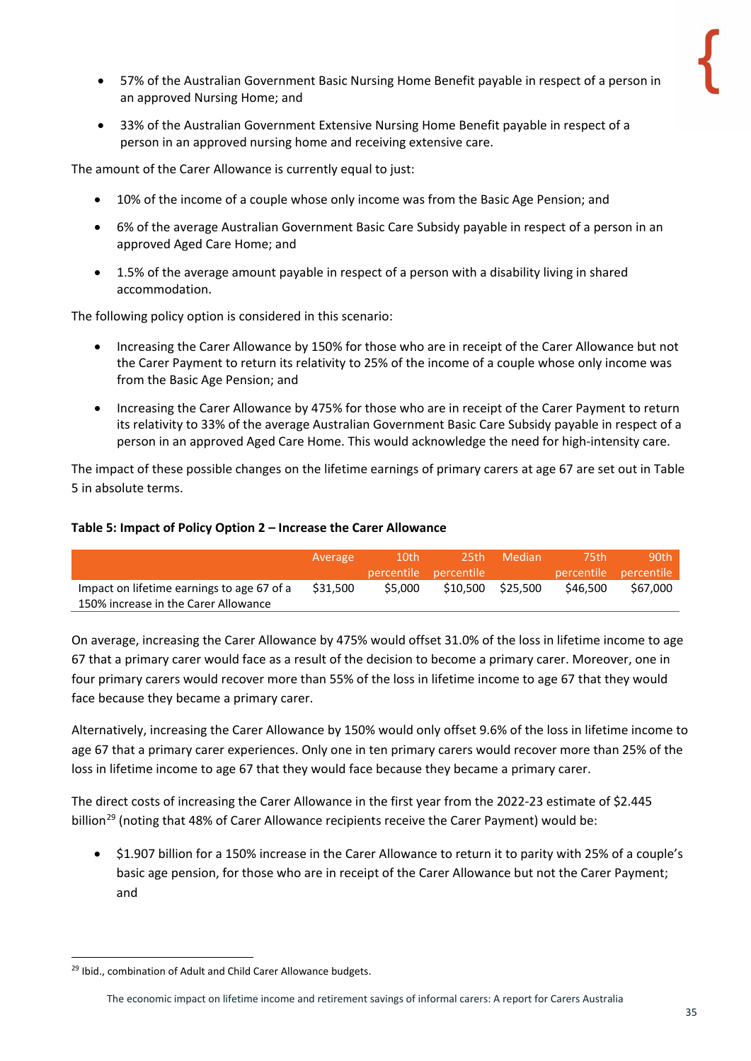- 57% of the Australian Government Basic Nursing Home Benefit payable in respect of a person in an approved Nursing Home; and
- 33% of the Australian Government Extensive Nursing Home Benefit payable in respect of a person in an approved nursing home and receiving extensive care.

The amount of the Carer Allowance is currently equal to just:

- 10% of the income of a couple whose only income was from the Basic Age Pension; and
- 6% of the average Australian Government Basic Care Subsidy payable in respect of a person in an approved Aged Care Home; and
- 1.5% of the average amount payable in respect of a person with a disability living in shared accommodation.

The following policy option is considered in this scenario:

- Increasing the Carer Allowance by 150% for those who are in receipt of the Carer Allowance but not the Carer Payment to return its relativity to 25% of the income of a couple whose only income was from the Basic Age Pension; and
- Increasing the Carer Allowance by 475% for those who are in receipt of the Carer Payment to return its relativity to 33% of the average Australian Government Basic Care Subsidy payable in respect of a person in an approved Aged Care Home. This would acknowledge the need for high-intensity care.

The impact of these possible changes on the lifetime earnings of primary carers at age 67 are set out in Table 5 in absolute terms.

**Table 5: Impact of Policy Option 2 – Increase the Carer Allowance**

| | Average | 10th percentile | 25th percentile | Median | 75th percentile | 90th percentile |
|---|---|---|---|---|---|---|
| Impact on lifetime earnings to age 67 of a 150% increase in the Carer Allowance | $31,500 | $5,000 | $10,500 | $25,500 | $46,500 | $67,000 |

On average, increasing the Carer Allowance by 475% would offset 31.0% of the loss in lifetime income to age 67 that a primary carer would face as a result of the decision to become a primary carer. Moreover, one in four primary carers would recover more than 55% of the loss in lifetime income to age 67 that they would face because they became a primary carer.

Alternatively, increasing the Carer Allowance by 150% would only offset 9.6% of the loss in lifetime income to age 67 that a primary carer experiences. Only one in ten primary carers would recover more than 25% of the loss in lifetime income to age 67 that they would face because they became a primary carer.

The direct costs of increasing the Carer Allowance in the first year from the 2022-23 estimate of $2.445 billion[29] (noting that 48% of Carer Allowance recipients receive the Carer Payment) would be:

- $1.907 billion for a 150% increase in the Carer Allowance to return it to parity with 25% of a couple's basic age pension, for those who are in receipt of the Carer Allowance but not the Carer Payment; and

[29] Ibid., combination of Adult and Child Carer Allowance budgets.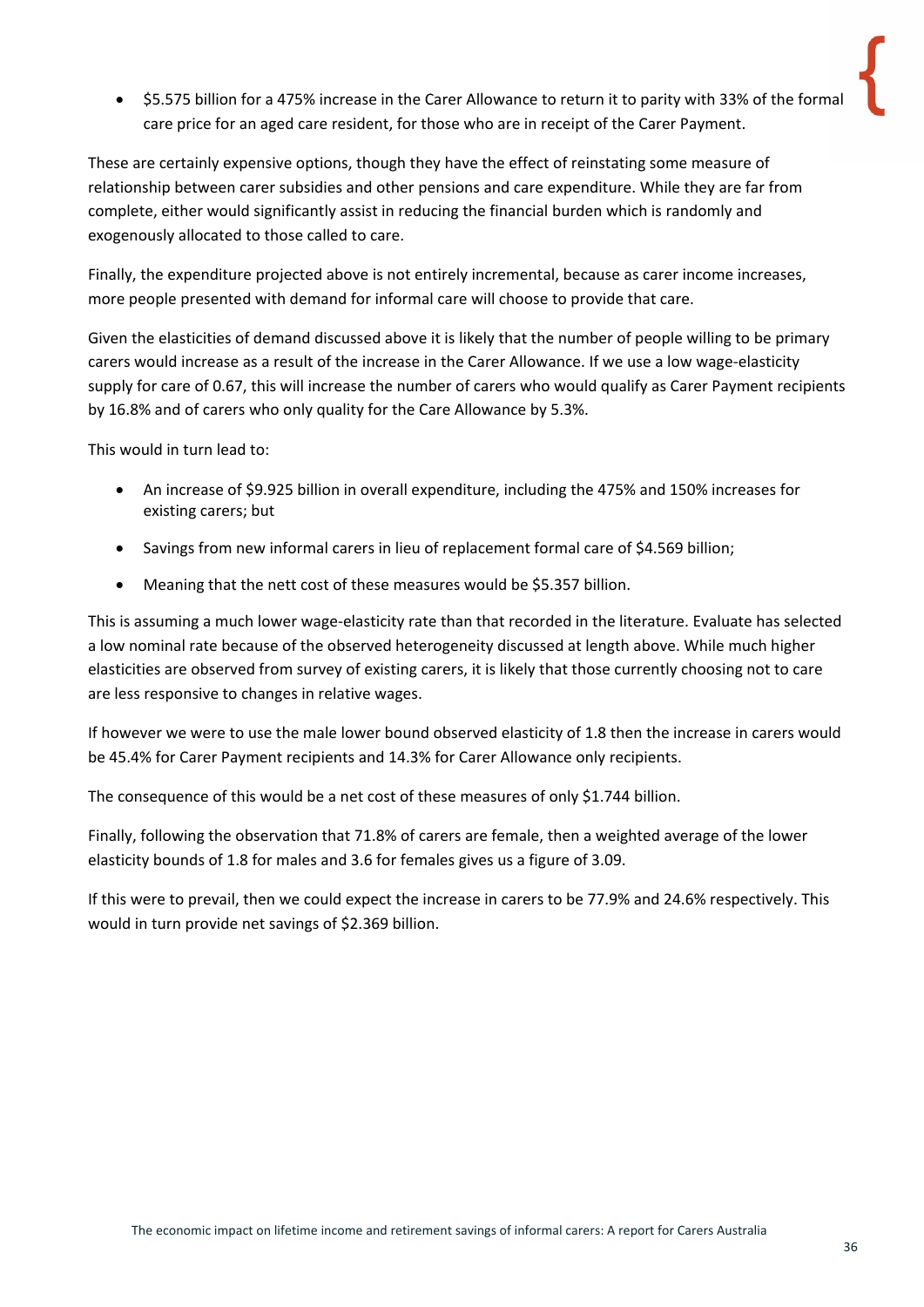- $5.575 billion for a 475% increase in the Carer Allowance to return it to parity with 33% of the formal care price for an aged care resident, for those who are in receipt of the Carer Payment.

These are certainly expensive options, though they have the effect of reinstating some measure of relationship between carer subsidies and other pensions and care expenditure. While they are far from complete, either would significantly assist in reducing the financial burden which is randomly and exogenously allocated to those called to care.

Finally, the expenditure projected above is not entirely incremental, because as carer income increases, more people presented with demand for informal care will choose to provide that care.

Given the elasticities of demand discussed above it is likely that the number of people willing to be primary carers would increase as a result of the increase in the Carer Allowance. If we use a low wage-elasticity supply for care of 0.67, this will increase the number of carers who would qualify as Carer Payment recipients by 16.8% and of carers who only quality for the Care Allowance by 5.3%.

This would in turn lead to:

- An increase of $9.925 billion in overall expenditure, including the 475% and 150% increases for existing carers; but
- Savings from new informal carers in lieu of replacement formal care of $4.569 billion;
- Meaning that the nett cost of these measures would be $5.357 billion.

This is assuming a much lower wage-elasticity rate than that recorded in the literature. Evaluate has selected a low nominal rate because of the observed heterogeneity discussed at length above. While much higher elasticities are observed from survey of existing carers, it is likely that those currently choosing not to care are less responsive to changes in relative wages.

If however we were to use the male lower bound observed elasticity of 1.8 then the increase in carers would be 45.4% for Carer Payment recipients and 14.3% for Carer Allowance only recipients.

The consequence of this would be a net cost of these measures of only $1.744 billion.

Finally, following the observation that 71.8% of carers are female, then a weighted average of the lower elasticity bounds of 1.8 for males and 3.6 for females gives us a figure of 3.09.

If this were to prevail, then we could expect the increase in carers to be 77.9% and 24.6% respectively. This would in turn provide net savings of $2.369 billion.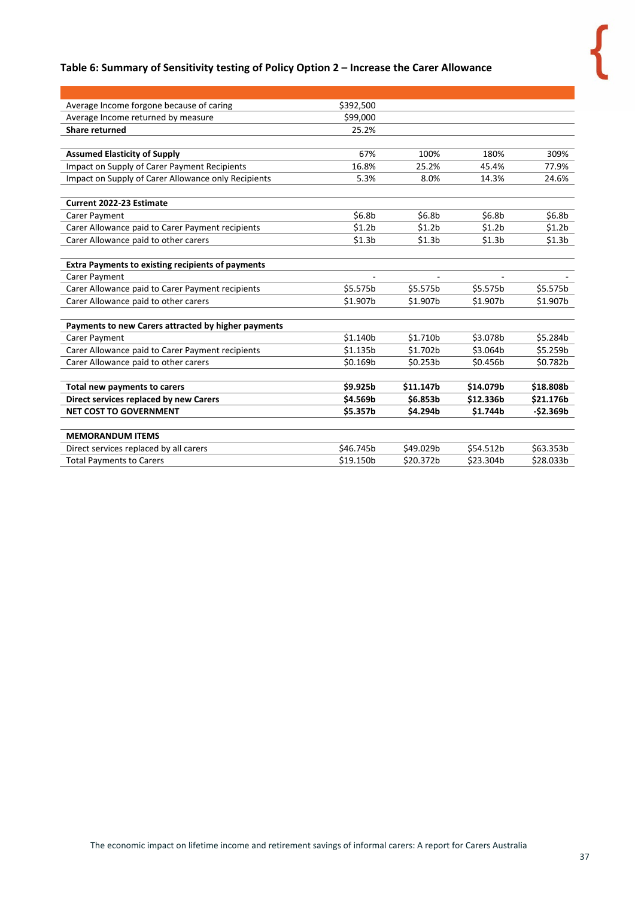## Table 6: Summary of Sensitivity testing of Policy Option 2 – Increase the Carer Allowance

| | | | | |
|---|---|---|---|---|
| Average Income forgone because of caring | $392,500 | | | |
| Average Income returned by measure | $99,000 | | | |
| **Share returned** | 25.2% | | | |
| | | | | |
| **Assumed Elasticity of Supply** | 67% | 100% | 180% | 309% |
| Impact on Supply of Carer Payment Recipients | 16.8% | 25.2% | 45.4% | 77.9% |
| Impact on Supply of Carer Allowance only Recipients | 5.3% | 8.0% | 14.3% | 24.6% |
| | | | | |
| **Current 2022-23 Estimate** | | | | |
| Carer Payment | $6.8b | $6.8b | $6.8b | $6.8b |
| Carer Allowance paid to Carer Payment recipients | $1.2b | $1.2b | $1.2b | $1.2b |
| Carer Allowance paid to other carers | $1.3b | $1.3b | $1.3b | $1.3b |
| | | | | |
| **Extra Payments to existing recipients of payments** | | | | |
| Carer Payment | - | - | - | - |
| Carer Allowance paid to Carer Payment recipients | $5.575b | $5.575b | $5.575b | $5.575b |
| Carer Allowance paid to other carers | $1.907b | $1.907b | $1.907b | $1.907b |
| | | | | |
| **Payments to new Carers attracted by higher payments** | | | | |
| Carer Payment | $1.140b | $1.710b | $3.078b | $5.284b |
| Carer Allowance paid to Carer Payment recipients | $1.135b | $1.702b | $3.064b | $5.259b |
| Carer Allowance paid to other carers | $0.169b | $0.253b | $0.456b | $0.782b |
| | | | | |
| **Total new payments to carers** | **$9.925b** | **$11.147b** | **$14.079b** | **$18.808b** |
| **Direct services replaced by new Carers** | **$4.569b** | **$6.853b** | **$12.336b** | **$21.176b** |
| **NET COST TO GOVERNMENT** | **$5.357b** | **$4.294b** | **$1.744b** | **-$2.369b** |
| | | | | |
| **MEMORANDUM ITEMS** | | | | |
| Direct services replaced by all carers | $46.745b | $49.029b | $54.512b | $63.353b |
| Total Payments to Carers | $19.150b | $20.372b | $23.304b | $28.033b |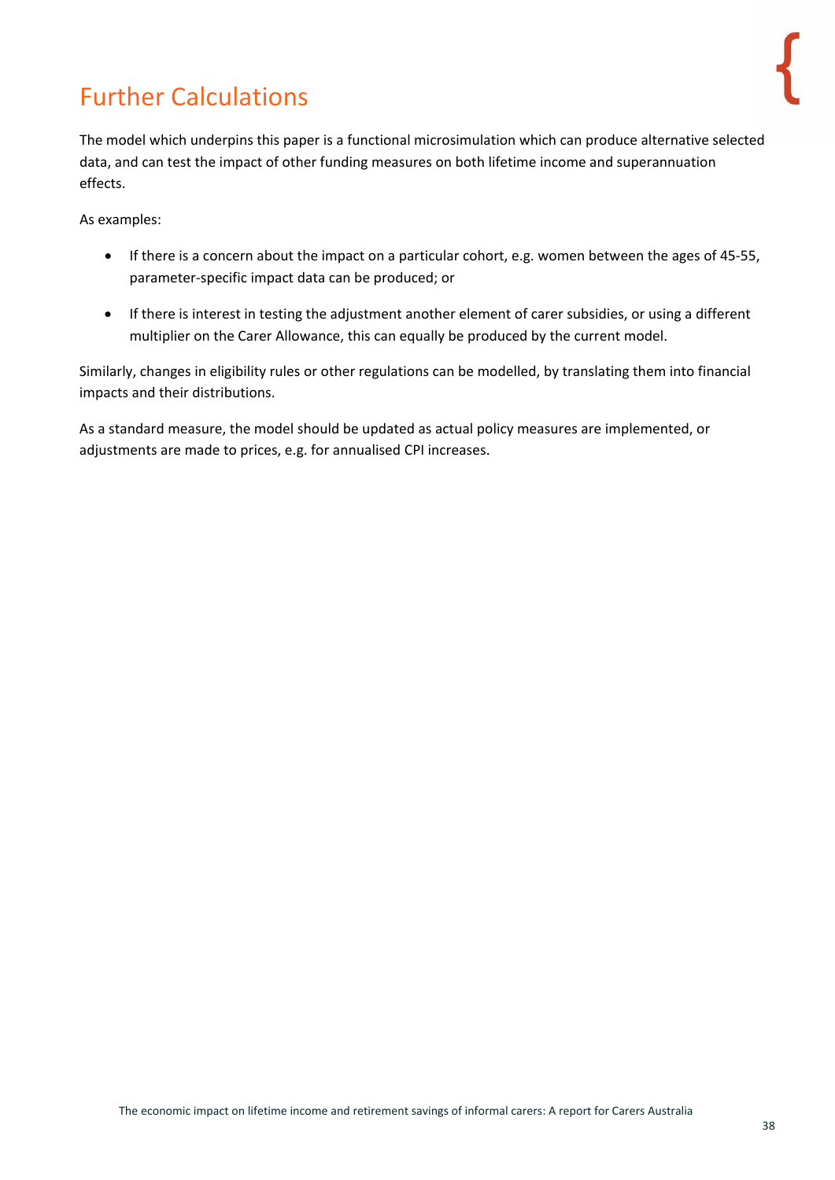# Further Calculations

The model which underpins this paper is a functional microsimulation which can produce alternative selected data, and can test the impact of other funding measures on both lifetime income and superannuation effects.

As examples:

- If there is a concern about the impact on a particular cohort, e.g. women between the ages of 45-55, parameter-specific impact data can be produced; or
- If there is interest in testing the adjustment another element of carer subsidies, or using a different multiplier on the Carer Allowance, this can equally be produced by the current model.

Similarly, changes in eligibility rules or other regulations can be modelled, by translating them into financial impacts and their distributions.

As a standard measure, the model should be updated as actual policy measures are implemented, or adjustments are made to prices, e.g. for annualised CPI increases.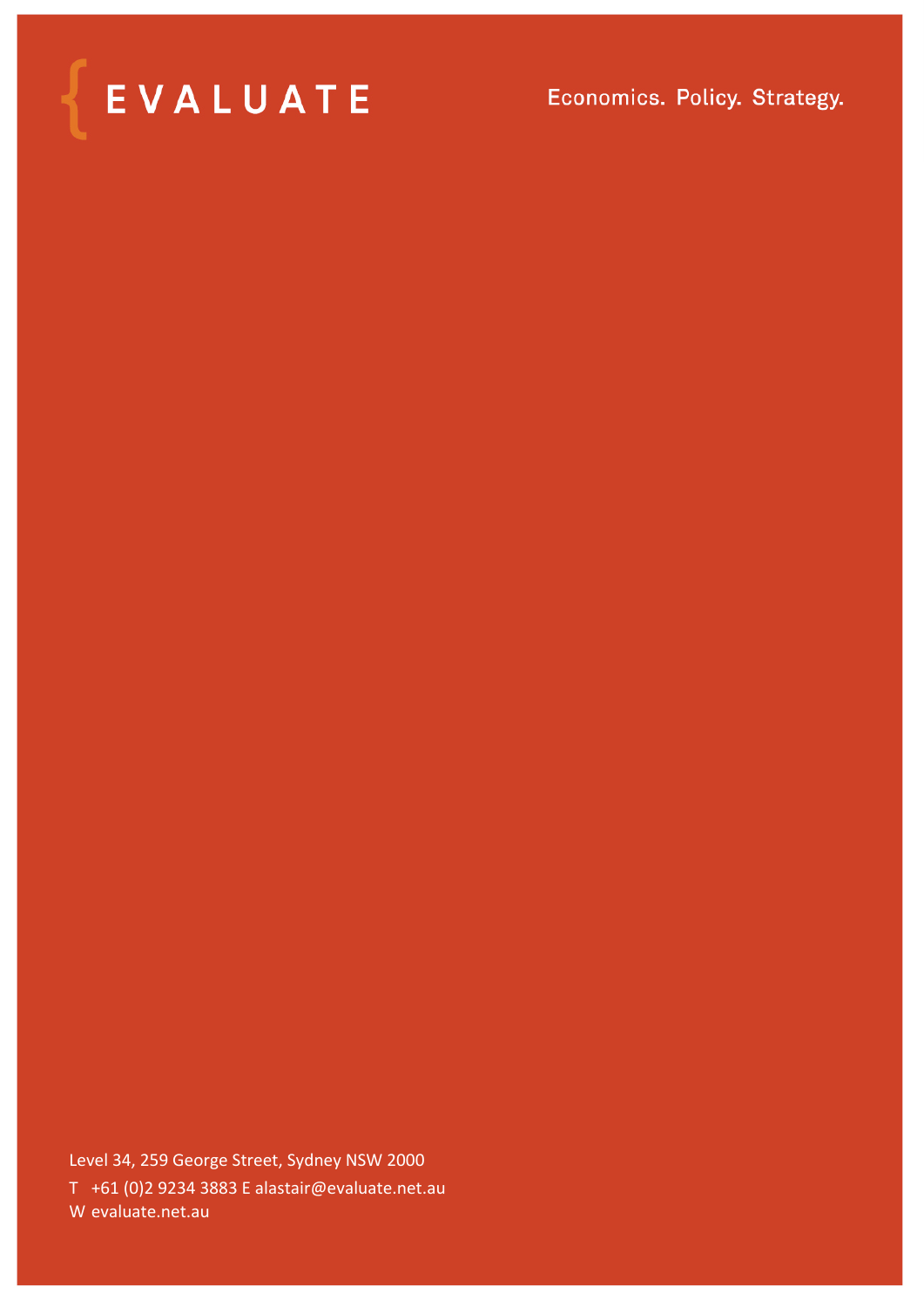EVALUATE

Economics. Policy. Strategy.

Level 34, 259 George Street, Sydney NSW 2000

T +61 (0)2 9234 3883 E alastair@evaluate.net.au

W evaluate.net.au